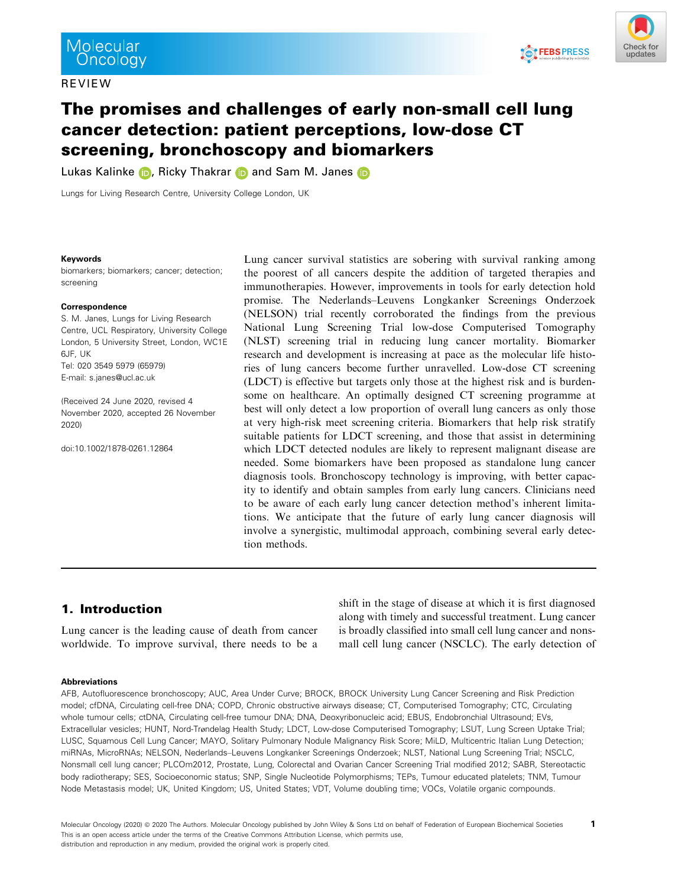REVIEW

# The promises and challenges of early non-small cell lung cancer detection: patient perceptions, low-dose CT screening, bronchoscopy and biomarkers

Lukas Kalinke, Ricky Thakrar and Sam M. Janes

Lungs for Living Research Centre, University College London, UK

**Keywords**

biomarkers; biomarkers; cancer; detection; screening

**Correspondence**

S. M. Janes, Lungs for Living Research Centre, UCL Respiratory, University College London, 5 University Street, London, WC1E 6JF, UK
Tel: 020 3549 5979 (65979)
E-mail: s.janes@ucl.ac.uk

(Received 24 June 2020, revised 4 November 2020, accepted 26 November 2020)

doi:10.1002/1878-0261.12864

Lung cancer survival statistics are sobering with survival ranking among the poorest of all cancers despite the addition of targeted therapies and immunotherapies. However, improvements in tools for early detection hold promise. The Nederlands–Leuvens Longkanker Screenings Onderzoek (NELSON) trial recently corroborated the findings from the previous National Lung Screening Trial low-dose Computerised Tomography (NLST) screening trial in reducing lung cancer mortality. Biomarker research and development is increasing at pace as the molecular life histories of lung cancers become further unravelled. Low-dose CT screening (LDCT) is effective but targets only those at the highest risk and is burdensome on healthcare. An optimally designed CT screening programme at best will only detect a low proportion of overall lung cancers as only those at very high-risk meet screening criteria. Biomarkers that help risk stratify suitable patients for LDCT screening, and those that assist in determining which LDCT detected nodules are likely to represent malignant disease are needed. Some biomarkers have been proposed as standalone lung cancer diagnosis tools. Bronchoscopy technology is improving, with better capacity to identify and obtain samples from early lung cancers. Clinicians need to be aware of each early lung cancer detection method's inherent limitations. We anticipate that the future of early lung cancer diagnosis will involve a synergistic, multimodal approach, combining several early detection methods.

## 1. Introduction

Lung cancer is the leading cause of death from cancer worldwide. To improve survival, there needs to be a shift in the stage of disease at which it is first diagnosed along with timely and successful treatment. Lung cancer is broadly classified into small cell lung cancer and nonsmall cell lung cancer (NSCLC). The early detection of

**Abbreviations**

AFB, Autofluorescence bronchoscopy; AUC, Area Under Curve; BROCK, BROCK University Lung Cancer Screening and Risk Prediction model; cfDNA, Circulating cell-free DNA; COPD, Chronic obstructive airways disease; CT, Computerised Tomography; CTC, Circulating whole tumour cells; ctDNA, Circulating cell-free tumour DNA; DNA, Deoxyribonucleic acid; EBUS, Endobronchial Ultrasound; EVs, Extracellular vesicles; HUNT, Nord-Trøndelag Health Study; LDCT, Low-dose Computerised Tomography; LSUT, Lung Screen Uptake Trial; LUSC, Squamous Cell Lung Cancer; MAYO, Solitary Pulmonary Nodule Malignancy Risk Score; MiLD, Multicentric Italian Lung Detection; miRNAs, MicroRNAs; NELSON, Nederlands–Leuvens Longkanker Screenings Onderzoek; NLST, National Lung Screening Trial; NSCLC, Nonsmall cell lung cancer; PLCOm2012, Prostate, Lung, Colorectal and Ovarian Cancer Screening Trial modified 2012; SABR, Stereotactic body radiotherapy; SES, Socioeconomic status; SNP, Single Nucleotide Polymorphisms; TEPs, Tumour educated platelets; TNM, Tumour Node Metastasis model; UK, United Kingdom; US, United States; VDT, Volume doubling time; VOCs, Volatile organic compounds.

Molecular Oncology (2020) © 2020 The Authors. Molecular Oncology published by John Wiley & Sons Ltd on behalf of Federation of European Biochemical Societies
This is an open access article under the terms of the Creative Commons Attribution License, which permits use, distribution and reproduction in any medium, provided the original work is properly cited.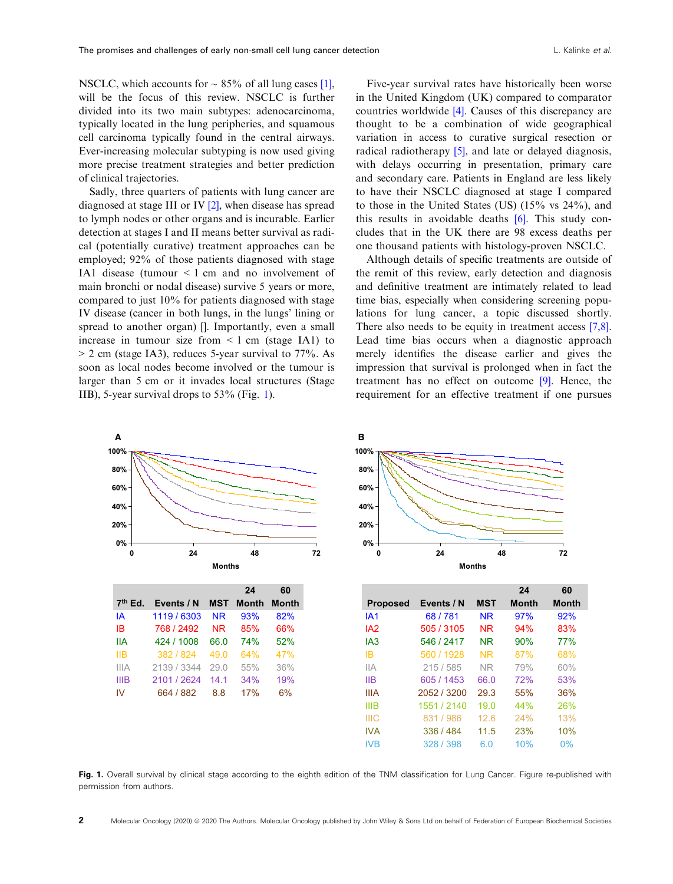NSCLC, which accounts for ~ 85% of all lung cases [1], will be the focus of this review. NSCLC is further divided into its two main subtypes: adenocarcinoma, typically located in the lung peripheries, and squamous cell carcinoma typically found in the central airways. Ever-increasing molecular subtyping is now used giving more precise treatment strategies and better prediction of clinical trajectories.

Sadly, three quarters of patients with lung cancer are diagnosed at stage III or IV [2], when disease has spread to lymph nodes or other organs and is incurable. Earlier detection at stages I and II means better survival as radical (potentially curative) treatment approaches can be employed; 92% of those patients diagnosed with stage IA1 disease (tumour < 1 cm and no involvement of main bronchi or nodal disease) survive 5 years or more, compared to just 10% for patients diagnosed with stage IV disease (cancer in both lungs, in the lungs' lining or spread to another organ) []. Importantly, even a small increase in tumour size from < 1 cm (stage IA1) to > 2 cm (stage IA3), reduces 5-year survival to 77%. As soon as local nodes become involved or the tumour is larger than 5 cm or it invades local structures (Stage IIB), 5-year survival drops to 53% (Fig. 1).

Five-year survival rates have historically been worse in the United Kingdom (UK) compared to comparator countries worldwide [4]. Causes of this discrepancy are thought to be a combination of wide geographical variation in access to curative surgical resection or radical radiotherapy [5], and late or delayed diagnosis, with delays occurring in presentation, primary care and secondary care. Patients in England are less likely to have their NSCLC diagnosed at stage I compared to those in the United States (US) (15% vs 24%), and this results in avoidable deaths [6]. This study concludes that in the UK there are 98 excess deaths per one thousand patients with histology-proven NSCLC.

Although details of specific treatments are outside of the remit of this review, early detection and diagnosis and definitive treatment are intimately related to lead time bias, especially when considering screening populations for lung cancer, a topic discussed shortly. There also needs to be equity in treatment access [7,8]. Lead time bias occurs when a diagnostic approach merely identifies the disease earlier and gives the impression that survival is prolonged when in fact the treatment has no effect on outcome [9]. Hence, the requirement for an effective treatment if one pursues

| 7th Ed. | Events / N | MST | 24 Month | 60 Month |
|---|---|---|---|---|
| IA | 1119 / 6303 | NR | 93% | 82% |
| IB | 768 / 2492 | NR | 85% | 66% |
| IIA | 424 / 1008 | 66.0 | 74% | 52% |
| IIB | 382 / 824 | 49.0 | 64% | 47% |
| IIIA | 2139 / 3344 | 29.0 | 55% | 36% |
| IIIB | 2101 / 2624 | 14.1 | 34% | 19% |
| IV | 664 / 882 | 8.8 | 17% | 6% |

| Proposed | Events / N | MST | 24 Month | 60 Month |
|---|---|---|---|---|
| IA1 | 68 / 781 | NR | 97% | 92% |
| IA2 | 505 / 3105 | NR | 94% | 83% |
| IA3 | 546 / 2417 | NR | 90% | 77% |
| IB | 560 / 1928 | NR | 87% | 68% |
| IIA | 215 / 585 | NR | 79% | 60% |
| IIB | 605 / 1453 | 66.0 | 72% | 53% |
| IIIA | 2052 / 3200 | 29.3 | 55% | 36% |
| IIIB | 1551 / 2140 | 19.0 | 44% | 26% |
| IIIC | 831 / 986 | 12.6 | 24% | 13% |
| IVA | 336 / 484 | 11.5 | 23% | 10% |
| IVB | 328 / 398 | 6.0 | 10% | 0% |

**Fig. 1.** Overall survival by clinical stage according to the eighth edition of the TNM classification for Lung Cancer. Figure re-published with permission from authors.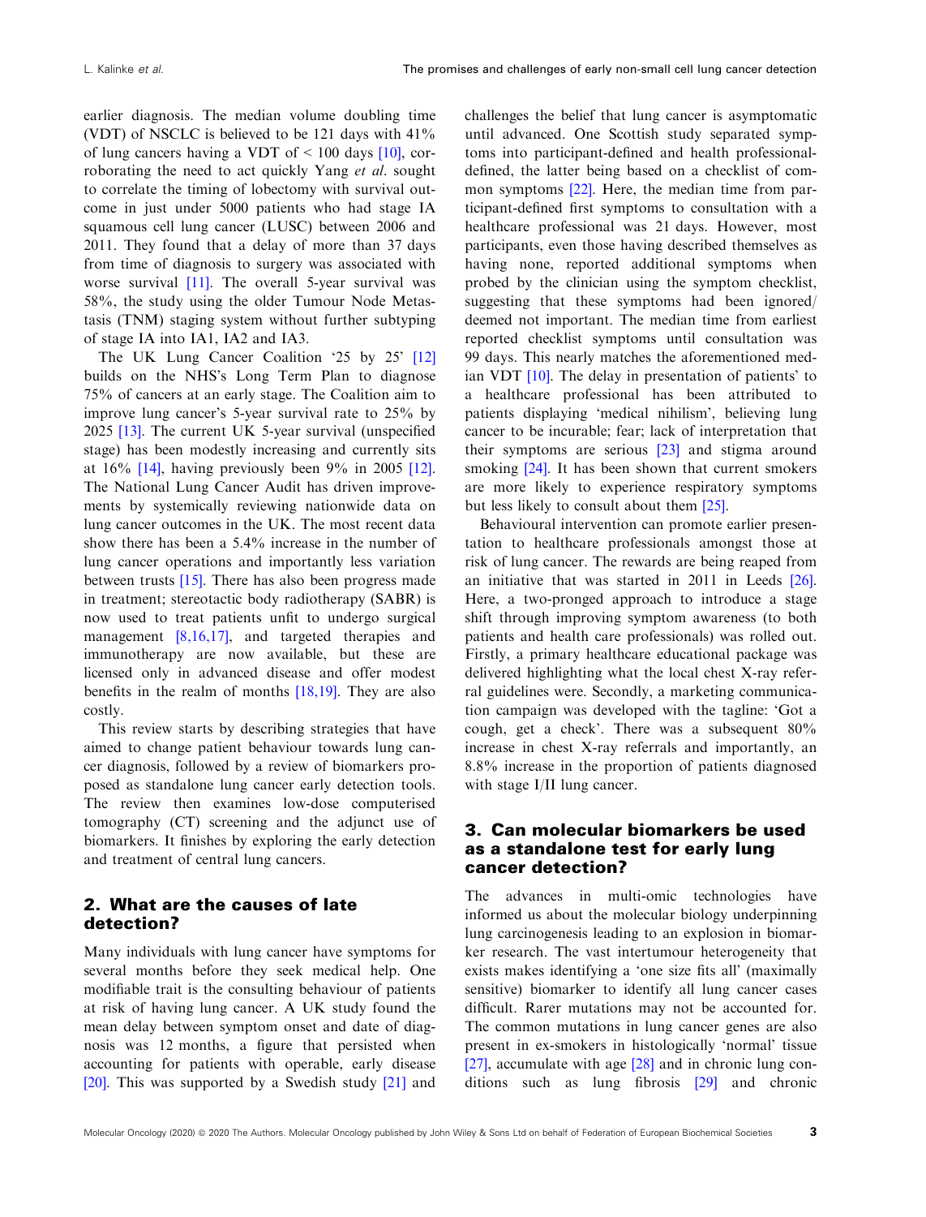earlier diagnosis. The median volume doubling time (VDT) of NSCLC is believed to be 121 days with 41% of lung cancers having a VDT of < 100 days [10], corroborating the need to act quickly Yang *et al*. sought to correlate the timing of lobectomy with survival outcome in just under 5000 patients who had stage IA squamous cell lung cancer (LUSC) between 2006 and 2011. They found that a delay of more than 37 days from time of diagnosis to surgery was associated with worse survival [11]. The overall 5-year survival was 58%, the study using the older Tumour Node Metastasis (TNM) staging system without further subtyping of stage IA into IA1, IA2 and IA3.

The UK Lung Cancer Coalition '25 by 25' [12] builds on the NHS's Long Term Plan to diagnose 75% of cancers at an early stage. The Coalition aim to improve lung cancer's 5-year survival rate to 25% by 2025 [13]. The current UK 5-year survival (unspecified stage) has been modestly increasing and currently sits at 16% [14], having previously been 9% in 2005 [12]. The National Lung Cancer Audit has driven improvements by systemically reviewing nationwide data on lung cancer outcomes in the UK. The most recent data show there has been a 5.4% increase in the number of lung cancer operations and importantly less variation between trusts [15]. There has also been progress made in treatment; stereotactic body radiotherapy (SABR) is now used to treat patients unfit to undergo surgical management [8,16,17], and targeted therapies and immunotherapy are now available, but these are licensed only in advanced disease and offer modest benefits in the realm of months [18,19]. They are also costly.

This review starts by describing strategies that have aimed to change patient behaviour towards lung cancer diagnosis, followed by a review of biomarkers proposed as standalone lung cancer early detection tools. The review then examines low-dose computerised tomography (CT) screening and the adjunct use of biomarkers. It finishes by exploring the early detection and treatment of central lung cancers.

## 2. What are the causes of late detection?

Many individuals with lung cancer have symptoms for several months before they seek medical help. One modifiable trait is the consulting behaviour of patients at risk of having lung cancer. A UK study found the mean delay between symptom onset and date of diagnosis was 12 months, a figure that persisted when accounting for patients with operable, early disease [20]. This was supported by a Swedish study [21] and challenges the belief that lung cancer is asymptomatic until advanced. One Scottish study separated symptoms into participant-defined and health professional-defined, the latter being based on a checklist of common symptoms [22]. Here, the median time from participant-defined first symptoms to consultation with a healthcare professional was 21 days. However, most participants, even those having described themselves as having none, reported additional symptoms when probed by the clinician using the symptom checklist, suggesting that these symptoms had been ignored/deemed not important. The median time from earliest reported checklist symptoms until consultation was 99 days. This nearly matches the aforementioned median VDT [10]. The delay in presentation of patients' to a healthcare professional has been attributed to patients displaying 'medical nihilism', believing lung cancer to be incurable; fear; lack of interpretation that their symptoms are serious [23] and stigma around smoking [24]. It has been shown that current smokers are more likely to experience respiratory symptoms but less likely to consult about them [25].

Behavioural intervention can promote earlier presentation to healthcare professionals amongst those at risk of lung cancer. The rewards are being reaped from an initiative that was started in 2011 in Leeds [26]. Here, a two-pronged approach to introduce a stage shift through improving symptom awareness (to both patients and health care professionals) was rolled out. Firstly, a primary healthcare educational package was delivered highlighting what the local chest X-ray referral guidelines were. Secondly, a marketing communication campaign was developed with the tagline: 'Got a cough, get a check'. There was a subsequent 80% increase in chest X-ray referrals and importantly, an 8.8% increase in the proportion of patients diagnosed with stage I/II lung cancer.

## 3. Can molecular biomarkers be used as a standalone test for early lung cancer detection?

The advances in multi-omic technologies have informed us about the molecular biology underpinning lung carcinogenesis leading to an explosion in biomarker research. The vast intertumour heterogeneity that exists makes identifying a 'one size fits all' (maximally sensitive) biomarker to identify all lung cancer cases difficult. Rarer mutations may not be accounted for. The common mutations in lung cancer genes are also present in ex-smokers in histologically 'normal' tissue [27], accumulate with age [28] and in chronic lung conditions such as lung fibrosis [29] and chronic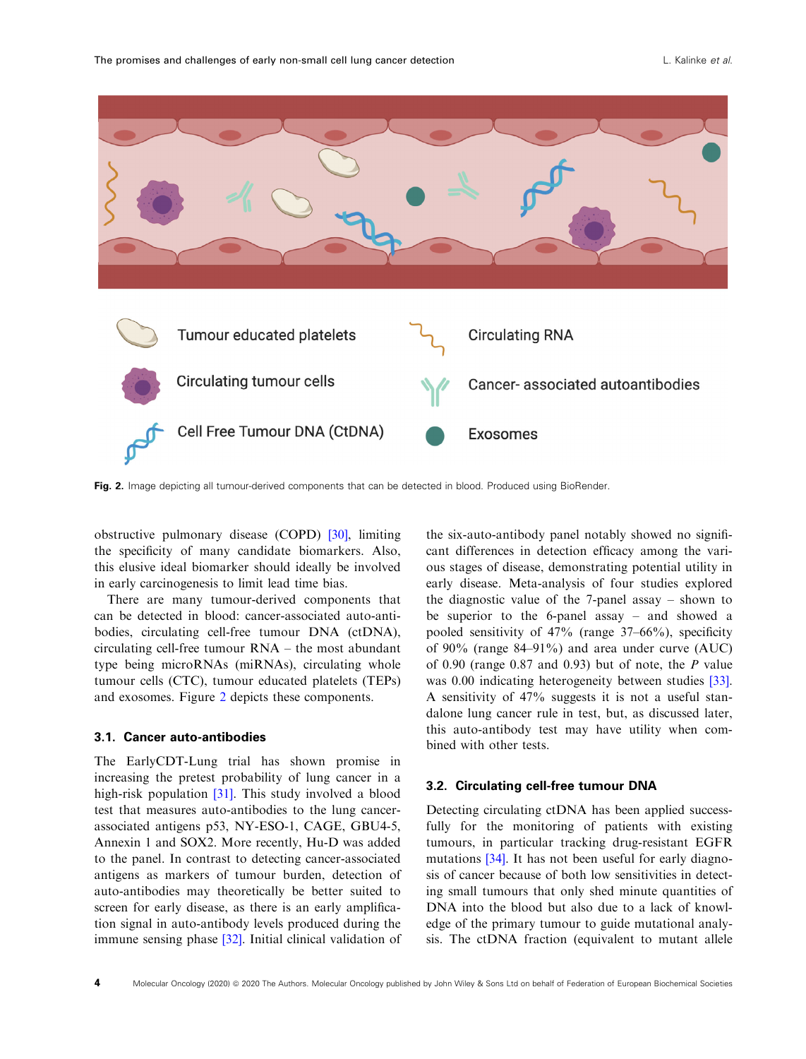Fig. 2. Image depicting all tumour-derived components that can be detected in blood. Produced using BioRender.

obstructive pulmonary disease (COPD) [30], limiting the specificity of many candidate biomarkers. Also, this elusive ideal biomarker should ideally be involved in early carcinogenesis to limit lead time bias.

There are many tumour-derived components that can be detected in blood: cancer-associated auto-antibodies, circulating cell-free tumour DNA (ctDNA), circulating cell-free tumour RNA – the most abundant type being microRNAs (miRNAs), circulating whole tumour cells (CTC), tumour educated platelets (TEPs) and exosomes. Figure 2 depicts these components.

### 3.1. Cancer auto-antibodies

The EarlyCDT-Lung trial has shown promise in increasing the pretest probability of lung cancer in a high-risk population [31]. This study involved a blood test that measures auto-antibodies to the lung cancer-associated antigens p53, NY-ESO-1, CAGE, GBU4-5, Annexin 1 and SOX2. More recently, Hu-D was added to the panel. In contrast to detecting cancer-associated antigens as markers of tumour burden, detection of auto-antibodies may theoretically be better suited to screen for early disease, as there is an early amplification signal in auto-antibody levels produced during the immune sensing phase [32]. Initial clinical validation of the six-auto-antibody panel notably showed no significant differences in detection efficacy among the various stages of disease, demonstrating potential utility in early disease. Meta-analysis of four studies explored the diagnostic value of the 7-panel assay – shown to be superior to the 6-panel assay – and showed a pooled sensitivity of 47% (range 37–66%), specificity of 90% (range 84–91%) and area under curve (AUC) of 0.90 (range 0.87 and 0.93) but of note, the *P* value was 0.00 indicating heterogeneity between studies [33]. A sensitivity of 47% suggests it is not a useful standalone lung cancer rule in test, but, as discussed later, this auto-antibody test may have utility when combined with other tests.

### 3.2. Circulating cell-free tumour DNA

Detecting circulating ctDNA has been applied successfully for the monitoring of patients with existing tumours, in particular tracking drug-resistant EGFR mutations [34]. It has not been useful for early diagnosis of cancer because of both low sensitivities in detecting small tumours that only shed minute quantities of DNA into the blood but also due to a lack of knowledge of the primary tumour to guide mutational analysis. The ctDNA fraction (equivalent to mutant allele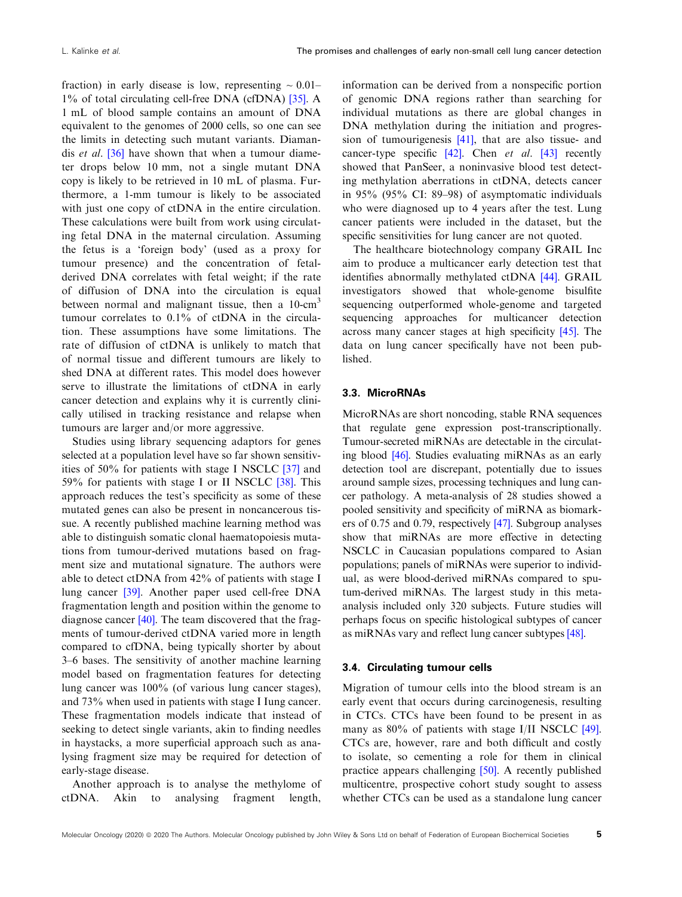fraction) in early disease is low, representing ~ 0.01–1% of total circulating cell-free DNA (cfDNA) [35]. A 1 mL of blood sample contains an amount of DNA equivalent to the genomes of 2000 cells, so one can see the limits in detecting such mutant variants. Diamandis *et al*. [36] have shown that when a tumour diameter drops below 10 mm, not a single mutant DNA copy is likely to be retrieved in 10 mL of plasma. Furthermore, a 1-mm tumour is likely to be associated with just one copy of ctDNA in the entire circulation. These calculations were built from work using circulating fetal DNA in the maternal circulation. Assuming the fetus is a 'foreign body' (used as a proxy for tumour presence) and the concentration of fetal-derived DNA correlates with fetal weight; if the rate of diffusion of DNA into the circulation is equal between normal and malignant tissue, then a 10-$cm^3$ tumour correlates to 0.1% of ctDNA in the circulation. These assumptions have some limitations. The rate of diffusion of ctDNA is unlikely to match that of normal tissue and different tumours are likely to shed DNA at different rates. This model does however serve to illustrate the limitations of ctDNA in early cancer detection and explains why it is currently clinically utilised in tracking resistance and relapse when tumours are larger and/or more aggressive.

Studies using library sequencing adaptors for genes selected at a population level have so far shown sensitivities of 50% for patients with stage I NSCLC [37] and 59% for patients with stage I or II NSCLC [38]. This approach reduces the test's specificity as some of these mutated genes can also be present in noncancerous tissue. A recently published machine learning method was able to distinguish somatic clonal haematopoiesis mutations from tumour-derived mutations based on fragment size and mutational signature. The authors were able to detect ctDNA from 42% of patients with stage I lung cancer [39]. Another paper used cell-free DNA fragmentation length and position within the genome to diagnose cancer [40]. The team discovered that the fragments of tumour-derived ctDNA varied more in length compared to cfDNA, being typically shorter by about 3–6 bases. The sensitivity of another machine learning model based on fragmentation features for detecting lung cancer was 100% (of various lung cancer stages), and 73% when used in patients with stage I lung cancer. These fragmentation models indicate that instead of seeking to detect single variants, akin to finding needles in haystacks, a more superficial approach such as analysing fragment size may be required for detection of early-stage disease.

Another approach is to analyse the methylome of ctDNA. Akin to analysing fragment length, information can be derived from a nonspecific portion of genomic DNA regions rather than searching for individual mutations as there are global changes in DNA methylation during the initiation and progression of tumourigenesis [41], that are also tissue- and cancer-type specific [42]. Chen *et al*. [43] recently showed that PanSeer, a noninvasive blood test detecting methylation aberrations in ctDNA, detects cancer in 95% (95% CI: 89–98) of asymptomatic individuals who were diagnosed up to 4 years after the test. Lung cancer patients were included in the dataset, but the specific sensitivities for lung cancer are not quoted.

The healthcare biotechnology company GRAIL Inc aim to produce a multicancer early detection test that identifies abnormally methylated ctDNA [44]. GRAIL investigators showed that whole-genome bisulfite sequencing outperformed whole-genome and targeted sequencing approaches for multicancer detection across many cancer stages at high specificity [45]. The data on lung cancer specifically have not been published.

### 3.3. MicroRNAs

MicroRNAs are short noncoding, stable RNA sequences that regulate gene expression post-transcriptionally. Tumour-secreted miRNAs are detectable in the circulating blood [46]. Studies evaluating miRNAs as an early detection tool are discrepant, potentially due to issues around sample sizes, processing techniques and lung cancer pathology. A meta-analysis of 28 studies showed a pooled sensitivity and specificity of miRNA as biomarkers of 0.75 and 0.79, respectively [47]. Subgroup analyses show that miRNAs are more effective in detecting NSCLC in Caucasian populations compared to Asian populations; panels of miRNAs were superior to individual, as were blood-derived miRNAs compared to sputum-derived miRNAs. The largest study in this meta-analysis included only 320 subjects. Future studies will perhaps focus on specific histological subtypes of cancer as miRNAs vary and reflect lung cancer subtypes [48].

### 3.4. Circulating tumour cells

Migration of tumour cells into the blood stream is an early event that occurs during carcinogenesis, resulting in CTCs. CTCs have been found to be present in as many as 80% of patients with stage I/II NSCLC [49]. CTCs are, however, rare and both difficult and costly to isolate, so cementing a role for them in clinical practice appears challenging [50]. A recently published multicentre, prospective cohort study sought to assess whether CTCs can be used as a standalone lung cancer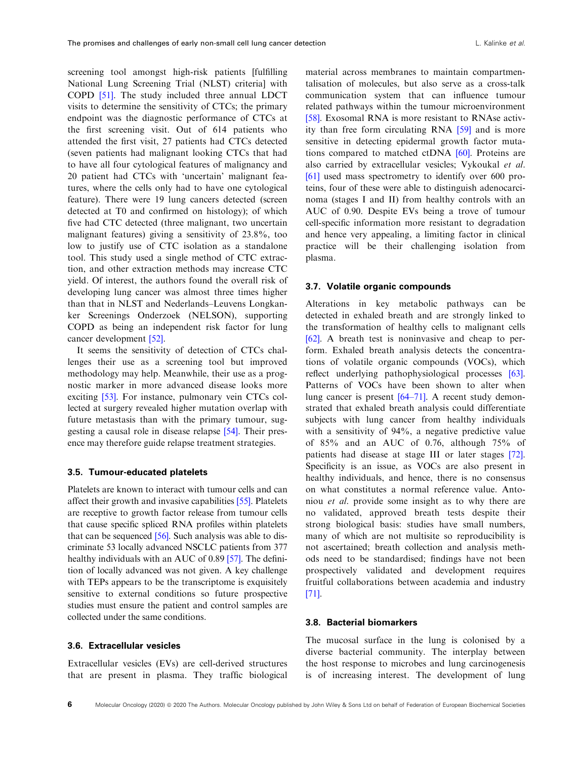screening tool amongst high-risk patients [fulfilling National Lung Screening Trial (NLST) criteria] with COPD [51]. The study included three annual LDCT visits to determine the sensitivity of CTCs; the primary endpoint was the diagnostic performance of CTCs at the first screening visit. Out of 614 patients who attended the first visit, 27 patients had CTCs detected (seven patients had malignant looking CTCs that had to have all four cytological features of malignancy and 20 patient had CTCs with 'uncertain' malignant features, where the cells only had to have one cytological feature). There were 19 lung cancers detected (screen detected at T0 and confirmed on histology); of which five had CTC detected (three malignant, two uncertain malignant features) giving a sensitivity of 23.8%, too low to justify use of CTC isolation as a standalone tool. This study used a single method of CTC extraction, and other extraction methods may increase CTC yield. Of interest, the authors found the overall risk of developing lung cancer was almost three times higher than that in NLST and Nederlands–Leuvens Longkanker Screenings Onderzoek (NELSON), supporting COPD as being an independent risk factor for lung cancer development [52].

It seems the sensitivity of detection of CTCs challenges their use as a screening tool but improved methodology may help. Meanwhile, their use as a prognostic marker in more advanced disease looks more exciting [53]. For instance, pulmonary vein CTCs collected at surgery revealed higher mutation overlap with future metastasis than with the primary tumour, suggesting a causal role in disease relapse [54]. Their presence may therefore guide relapse treatment strategies.

### 3.5. Tumour-educated platelets

Platelets are known to interact with tumour cells and can affect their growth and invasive capabilities [55]. Platelets are receptive to growth factor release from tumour cells that cause specific spliced RNA profiles within platelets that can be sequenced [56]. Such analysis was able to discriminate 53 locally advanced NSCLC patients from 377 healthy individuals with an AUC of 0.89 [57]. The definition of locally advanced was not given. A key challenge with TEPs appears to be the transcriptome is exquisitely sensitive to external conditions so future prospective studies must ensure the patient and control samples are collected under the same conditions.

### 3.6. Extracellular vesicles

Extracellular vesicles (EVs) are cell-derived structures that are present in plasma. They traffic biological material across membranes to maintain compartmentalisation of molecules, but also serve as a cross-talk communication system that can influence tumour related pathways within the tumour microenvironment [58]. Exosomal RNA is more resistant to RNAse activity than free form circulating RNA [59] and is more sensitive in detecting epidermal growth factor mutations compared to matched ctDNA [60]. Proteins are also carried by extracellular vesicles; Vykoukal *et al.* [61] used mass spectrometry to identify over 600 proteins, four of these were able to distinguish adenocarcinoma (stages I and II) from healthy controls with an AUC of 0.90. Despite EVs being a trove of tumour cell-specific information more resistant to degradation and hence very appealing, a limiting factor in clinical practice will be their challenging isolation from plasma.

### 3.7. Volatile organic compounds

Alterations in key metabolic pathways can be detected in exhaled breath and are strongly linked to the transformation of healthy cells to malignant cells [62]. A breath test is noninvasive and cheap to perform. Exhaled breath analysis detects the concentrations of volatile organic compounds (VOCs), which reflect underlying pathophysiological processes [63]. Patterns of VOCs have been shown to alter when lung cancer is present [64–71]. A recent study demonstrated that exhaled breath analysis could differentiate subjects with lung cancer from healthy individuals with a sensitivity of 94%, a negative predictive value of 85% and an AUC of 0.76, although 75% of patients had disease at stage III or later stages [72]. Specificity is an issue, as VOCs are also present in healthy individuals, and hence, there is no consensus on what constitutes a normal reference value. Antoniou *et al.* provide some insight as to why there are no validated, approved breath tests despite their strong biological basis: studies have small numbers, many of which are not multisite so reproducibility is not ascertained; breath collection and analysis methods need to be standardised; findings have not been prospectively validated and development requires fruitful collaborations between academia and industry [71].

### 3.8. Bacterial biomarkers

The mucosal surface in the lung is colonised by a diverse bacterial community. The interplay between the host response to microbes and lung carcinogenesis is of increasing interest. The development of lung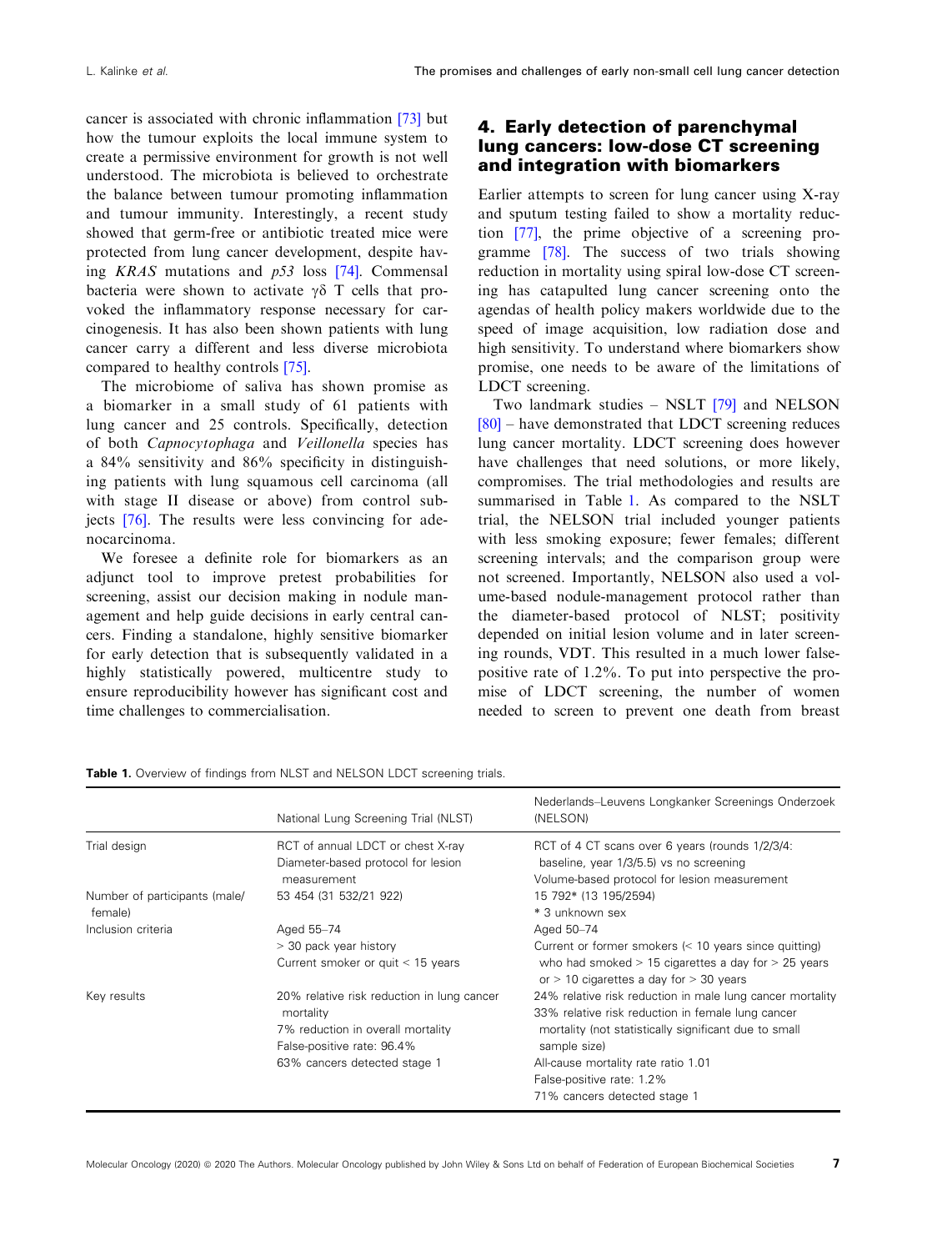cancer is associated with chronic inflammation [73] but how the tumour exploits the local immune system to create a permissive environment for growth is not well understood. The microbiota is believed to orchestrate the balance between tumour promoting inflammation and tumour immunity. Interestingly, a recent study showed that germ-free or antibiotic treated mice were protected from lung cancer development, despite having *KRAS* mutations and *p53* loss [74]. Commensal bacteria were shown to activate γδ T cells that provoked the inflammatory response necessary for carcinogenesis. It has also been shown patients with lung cancer carry a different and less diverse microbiota compared to healthy controls [75].

The microbiome of saliva has shown promise as a biomarker in a small study of 61 patients with lung cancer and 25 controls. Specifically, detection of both *Capnocytophaga* and *Veillonella* species has a 84% sensitivity and 86% specificity in distinguishing patients with lung squamous cell carcinoma (all with stage II disease or above) from control subjects [76]. The results were less convincing for adenocarcinoma.

We foresee a definite role for biomarkers as an adjunct tool to improve pretest probabilities for screening, assist our decision making in nodule management and help guide decisions in early central cancers. Finding a standalone, highly sensitive biomarker for early detection that is subsequently validated in a highly statistically powered, multicentre study to ensure reproducibility however has significant cost and time challenges to commercialisation.

## 4. Early detection of parenchymal lung cancers: low-dose CT screening and integration with biomarkers

Earlier attempts to screen for lung cancer using X-ray and sputum testing failed to show a mortality reduction [77], the prime objective of a screening programme [78]. The success of two trials showing reduction in mortality using spiral low-dose CT screening has catapulted lung cancer screening onto the agendas of health policy makers worldwide due to the speed of image acquisition, low radiation dose and high sensitivity. To understand where biomarkers show promise, one needs to be aware of the limitations of LDCT screening.

Two landmark studies – NSLT [79] and NELSON [80] – have demonstrated that LDCT screening reduces lung cancer mortality. LDCT screening does however have challenges that need solutions, or more likely, compromises. The trial methodologies and results are summarised in Table 1. As compared to the NSLT trial, the NELSON trial included younger patients with less smoking exposure; fewer females; different screening intervals; and the comparison group were not screened. Importantly, NELSON also used a volume-based nodule-management protocol rather than the diameter-based protocol of NLST; positivity depended on initial lesion volume and in later screening rounds, VDT. This resulted in a much lower false-positive rate of 1.2%. To put into perspective the promise of LDCT screening, the number of women needed to screen to prevent one death from breast

**Table 1.** Overview of findings from NLST and NELSON LDCT screening trials.

| | National Lung Screening Trial (NLST) | Nederlands–Leuvens Longkanker Screenings Onderzoek (NELSON) |
|---|---|---|
| Trial design | RCT of annual LDCT or chest X-ray<br>Diameter-based protocol for lesion measurement | RCT of 4 CT scans over 6 years (rounds 1/2/3/4: baseline, year 1/3/5.5) vs no screening<br>Volume-based protocol for lesion measurement |
| Number of participants (male/female) | 53 454 (31 532/21 922) | 15 792* (13 195/2594)<br>* 3 unknown sex |
| Inclusion criteria | Aged 55–74<br>> 30 pack year history<br>Current smoker or quit < 15 years | Aged 50–74<br>Current or former smokers (< 10 years since quitting) who had smoked > 15 cigarettes a day for > 25 years or > 10 cigarettes a day for > 30 years |
| Key results | 20% relative risk reduction in lung cancer mortality<br>7% reduction in overall mortality<br>False-positive rate: 96.4%<br>63% cancers detected stage 1 | 24% relative risk reduction in male lung cancer mortality<br>33% relative risk reduction in female lung cancer mortality (not statistically significant due to small sample size)<br>All-cause mortality rate ratio 1.01<br>False-positive rate: 1.2%<br>71% cancers detected stage 1 |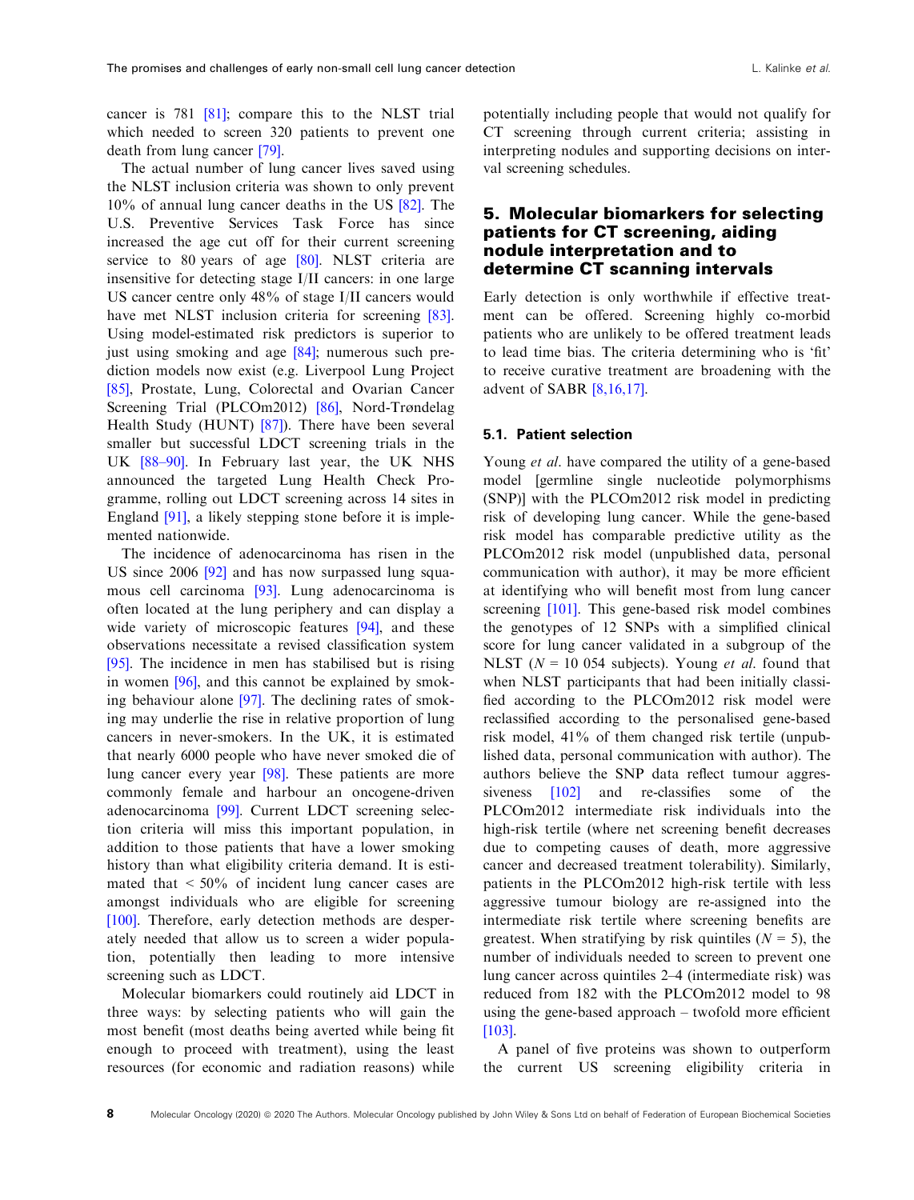cancer is 781 [81]; compare this to the NLST trial which needed to screen 320 patients to prevent one death from lung cancer [79].

The actual number of lung cancer lives saved using the NLST inclusion criteria was shown to only prevent 10% of annual lung cancer deaths in the US [82]. The U.S. Preventive Services Task Force has since increased the age cut off for their current screening service to 80 years of age [80]. NLST criteria are insensitive for detecting stage I/II cancers: in one large US cancer centre only 48% of stage I/II cancers would have met NLST inclusion criteria for screening [83]. Using model-estimated risk predictors is superior to just using smoking and age [84]; numerous such prediction models now exist (e.g. Liverpool Lung Project [85], Prostate, Lung, Colorectal and Ovarian Cancer Screening Trial (PLCOm2012) [86], Nord-Trøndelag Health Study (HUNT) [87]). There have been several smaller but successful LDCT screening trials in the UK [88–90]. In February last year, the UK NHS announced the targeted Lung Health Check Programme, rolling out LDCT screening across 14 sites in England [91], a likely stepping stone before it is implemented nationwide.

The incidence of adenocarcinoma has risen in the US since 2006 [92] and has now surpassed lung squamous cell carcinoma [93]. Lung adenocarcinoma is often located at the lung periphery and can display a wide variety of microscopic features [94], and these observations necessitate a revised classification system [95]. The incidence in men has stabilised but is rising in women [96], and this cannot be explained by smoking behaviour alone [97]. The declining rates of smoking may underlie the rise in relative proportion of lung cancers in never-smokers. In the UK, it is estimated that nearly 6000 people who have never smoked die of lung cancer every year [98]. These patients are more commonly female and harbour an oncogene-driven adenocarcinoma [99]. Current LDCT screening selection criteria will miss this important population, in addition to those patients that have a lower smoking history than what eligibility criteria demand. It is estimated that < 50% of incident lung cancer cases are amongst individuals who are eligible for screening [100]. Therefore, early detection methods are desperately needed that allow us to screen a wider population, potentially then leading to more intensive screening such as LDCT.

Molecular biomarkers could routinely aid LDCT in three ways: by selecting patients who will gain the most benefit (most deaths being averted while being fit enough to proceed with treatment), using the least resources (for economic and radiation reasons) while potentially including people that would not qualify for CT screening through current criteria; assisting in interpreting nodules and supporting decisions on interval screening schedules.

## 5. Molecular biomarkers for selecting patients for CT screening, aiding nodule interpretation and to determine CT scanning intervals

Early detection is only worthwhile if effective treatment can be offered. Screening highly co-morbid patients who are unlikely to be offered treatment leads to lead time bias. The criteria determining who is 'fit' to receive curative treatment are broadening with the advent of SABR [8,16,17].

### 5.1. Patient selection

Young *et al*. have compared the utility of a gene-based model [germline single nucleotide polymorphisms (SNP)] with the PLCOm2012 risk model in predicting risk of developing lung cancer. While the gene-based risk model has comparable predictive utility as the PLCOm2012 risk model (unpublished data, personal communication with author), it may be more efficient at identifying who will benefit most from lung cancer screening [101]. This gene-based risk model combines the genotypes of 12 SNPs with a simplified clinical score for lung cancer validated in a subgroup of the NLST ($N$ = 10 054 subjects). Young *et al*. found that when NLST participants that had been initially classified according to the PLCOm2012 risk model were reclassified according to the personalised gene-based risk model, 41% of them changed risk tertile (unpublished data, personal communication with author). The authors believe the SNP data reflect tumour aggressiveness [102] and re-classifies some of the PLCOm2012 intermediate risk individuals into the high-risk tertile (where net screening benefit decreases due to competing causes of death, more aggressive cancer and decreased treatment tolerability). Similarly, patients in the PLCOm2012 high-risk tertile with less aggressive tumour biology are re-assigned into the intermediate risk tertile where screening benefits are greatest. When stratifying by risk quintiles ($N$ = 5), the number of individuals needed to screen to prevent one lung cancer across quintiles 2–4 (intermediate risk) was reduced from 182 with the PLCOm2012 model to 98 using the gene-based approach – twofold more efficient [103].

A panel of five proteins was shown to outperform the current US screening eligibility criteria in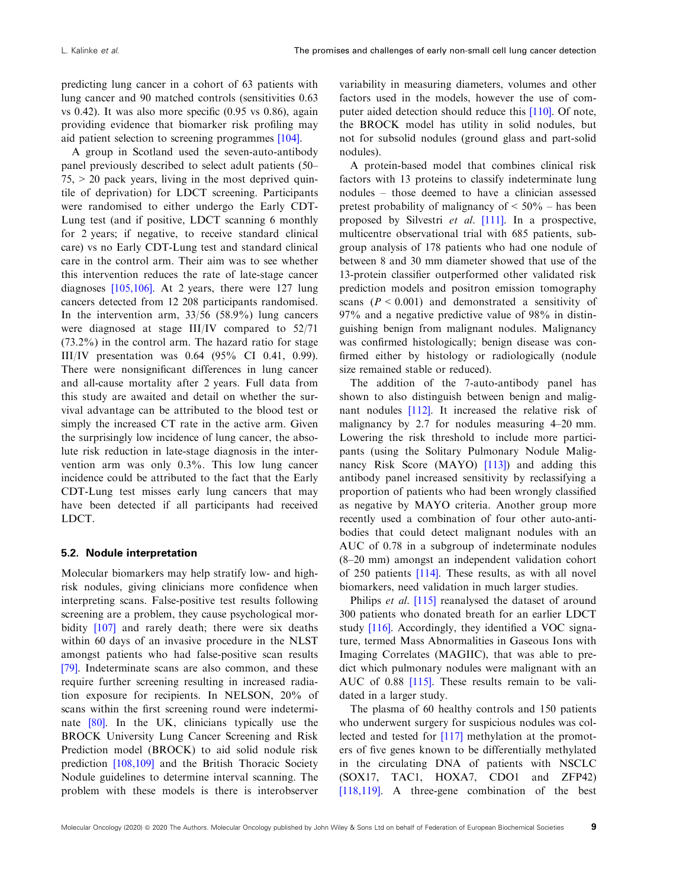predicting lung cancer in a cohort of 63 patients with lung cancer and 90 matched controls (sensitivities 0.63 vs 0.42). It was also more specific (0.95 vs 0.86), again providing evidence that biomarker risk profiling may aid patient selection to screening programmes [104].

A group in Scotland used the seven-auto-antibody panel previously described to select adult patients (50–75, > 20 pack years, living in the most deprived quintile of deprivation) for LDCT screening. Participants were randomised to either undergo the Early CDT-Lung test (and if positive, LDCT scanning 6 monthly for 2 years; if negative, to receive standard clinical care) vs no Early CDT-Lung test and standard clinical care in the control arm. Their aim was to see whether this intervention reduces the rate of late-stage cancer diagnoses [105,106]. At 2 years, there were 127 lung cancers detected from 12 208 participants randomised. In the intervention arm, 33/56 (58.9%) lung cancers were diagnosed at stage III/IV compared to 52/71 (73.2%) in the control arm. The hazard ratio for stage III/IV presentation was 0.64 (95% CI 0.41, 0.99). There were nonsignificant differences in lung cancer and all-cause mortality after 2 years. Full data from this study are awaited and detail on whether the survival advantage can be attributed to the blood test or simply the increased CT rate in the active arm. Given the surprisingly low incidence of lung cancer, the absolute risk reduction in late-stage diagnosis in the intervention arm was only 0.3%. This low lung cancer incidence could be attributed to the fact that the Early CDT-Lung test misses early lung cancers that may have been detected if all participants had received LDCT.

### 5.2. Nodule interpretation

Molecular biomarkers may help stratify low- and high-risk nodules, giving clinicians more confidence when interpreting scans. False-positive test results following screening are a problem, they cause psychological morbidity [107] and rarely death; there were six deaths within 60 days of an invasive procedure in the NLST amongst patients who had false-positive scan results [79]. Indeterminate scans are also common, and these require further screening resulting in increased radiation exposure for recipients. In NELSON, 20% of scans within the first screening round were indeterminate [80]. In the UK, clinicians typically use the BROCK University Lung Cancer Screening and Risk Prediction model (BROCK) to aid solid nodule risk prediction [108,109] and the British Thoracic Society Nodule guidelines to determine interval scanning. The problem with these models is there is interobserver variability in measuring diameters, volumes and other factors used in the models, however the use of computer aided detection should reduce this [110]. Of note, the BROCK model has utility in solid nodules, but not for subsolid nodules (ground glass and part-solid nodules).

A protein-based model that combines clinical risk factors with 13 proteins to classify indeterminate lung nodules – those deemed to have a clinician assessed pretest probability of malignancy of < 50% – has been proposed by Silvestri *et al.* [111]. In a prospective, multicentre observational trial with 685 patients, subgroup analysis of 178 patients who had one nodule of between 8 and 30 mm diameter showed that use of the 13-protein classifier outperformed other validated risk prediction models and positron emission tomography scans ($P < 0.001$) and demonstrated a sensitivity of 97% and a negative predictive value of 98% in distinguishing benign from malignant nodules. Malignancy was confirmed histologically; benign disease was confirmed either by histology or radiologically (nodule size remained stable or reduced).

The addition of the 7-auto-antibody panel has shown to also distinguish between benign and malignant nodules [112]. It increased the relative risk of malignancy by 2.7 for nodules measuring 4–20 mm. Lowering the risk threshold to include more participants (using the Solitary Pulmonary Nodule Malignancy Risk Score (MAYO) [113]) and adding this antibody panel increased sensitivity by reclassifying a proportion of patients who had been wrongly classified as negative by MAYO criteria. Another group more recently used a combination of four other auto-antibodies that could detect malignant nodules with an AUC of 0.78 in a subgroup of indeterminate nodules (8–20 mm) amongst an independent validation cohort of 250 patients [114]. These results, as with all novel biomarkers, need validation in much larger studies.

Philips *et al.* [115] reanalysed the dataset of around 300 patients who donated breath for an earlier LDCT study [116]. Accordingly, they identified a VOC signature, termed Mass Abnormalities in Gaseous Ions with Imaging Correlates (MAGIIC), that was able to predict which pulmonary nodules were malignant with an AUC of 0.88 [115]. These results remain to be validated in a larger study.

The plasma of 60 healthy controls and 150 patients who underwent surgery for suspicious nodules was collected and tested for [117] methylation at the promoters of five genes known to be differentially methylated in the circulating DNA of patients with NSCLC (SOX17, TAC1, HOXA7, CDO1 and ZFP42) [118,119]. A three-gene combination of the best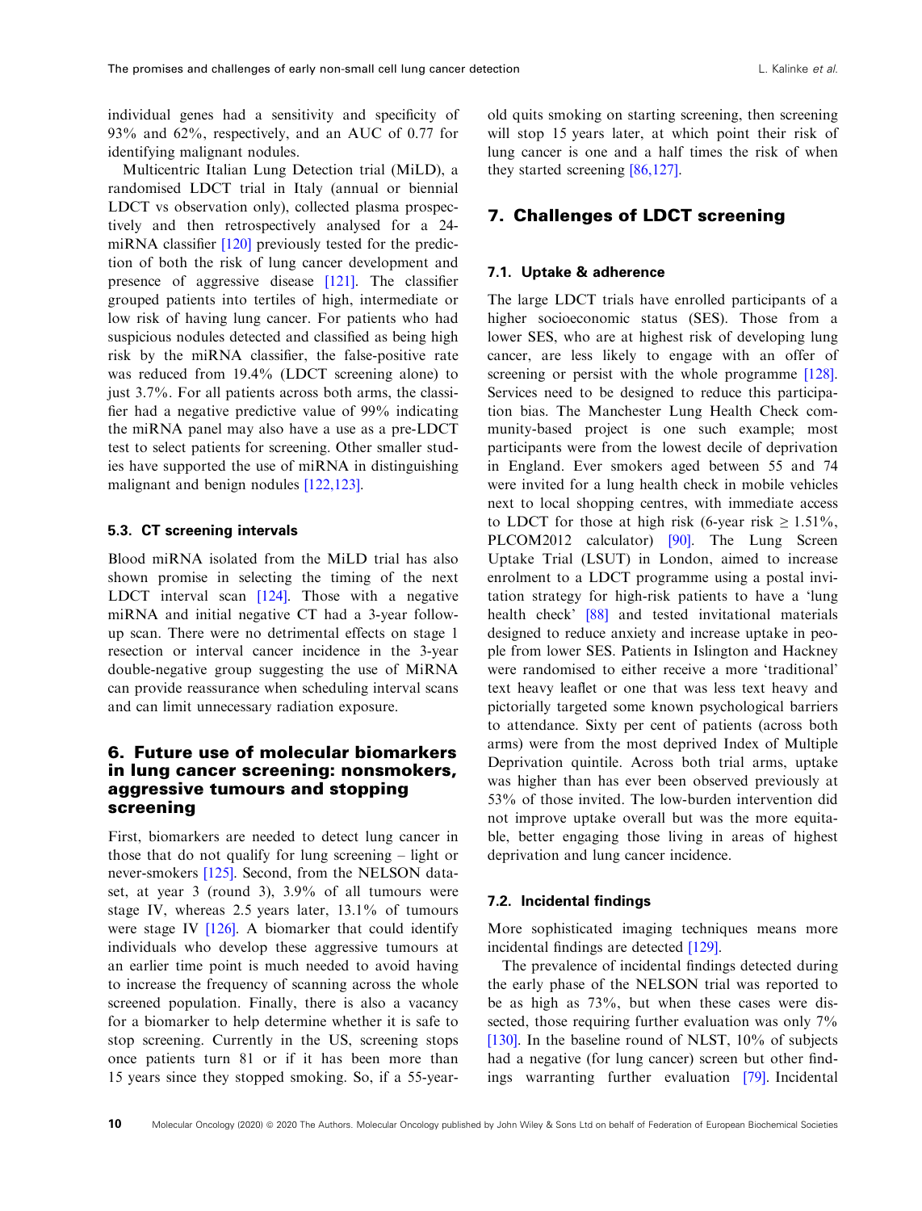individual genes had a sensitivity and specificity of 93% and 62%, respectively, and an AUC of 0.77 for identifying malignant nodules.

Multicentric Italian Lung Detection trial (MiLD), a randomised LDCT trial in Italy (annual or biennial LDCT vs observation only), collected plasma prospectively and then retrospectively analysed for a 24-miRNA classifier [120] previously tested for the prediction of both the risk of lung cancer development and presence of aggressive disease [121]. The classifier grouped patients into tertiles of high, intermediate or low risk of having lung cancer. For patients who had suspicious nodules detected and classified as being high risk by the miRNA classifier, the false-positive rate was reduced from 19.4% (LDCT screening alone) to just 3.7%. For all patients across both arms, the classifier had a negative predictive value of 99% indicating the miRNA panel may also have a use as a pre-LDCT test to select patients for screening. Other smaller studies have supported the use of miRNA in distinguishing malignant and benign nodules [122,123].

### 5.3. CT screening intervals

Blood miRNA isolated from the MiLD trial has also shown promise in selecting the timing of the next LDCT interval scan [124]. Those with a negative miRNA and initial negative CT had a 3-year follow-up scan. There were no detrimental effects on stage 1 resection or interval cancer incidence in the 3-year double-negative group suggesting the use of MiRNA can provide reassurance when scheduling interval scans and can limit unnecessary radiation exposure.

## 6. Future use of molecular biomarkers in lung cancer screening: nonsmokers, aggressive tumours and stopping screening

First, biomarkers are needed to detect lung cancer in those that do not qualify for lung screening – light or never-smokers [125]. Second, from the NELSON dataset, at year 3 (round 3), 3.9% of all tumours were stage IV, whereas 2.5 years later, 13.1% of tumours were stage IV [126]. A biomarker that could identify individuals who develop these aggressive tumours at an earlier time point is much needed to avoid having to increase the frequency of scanning across the whole screened population. Finally, there is also a vacancy for a biomarker to help determine whether it is safe to stop screening. Currently in the US, screening stops once patients turn 81 or if it has been more than 15 years since they stopped smoking. So, if a 55-year-old quits smoking on starting screening, then screening will stop 15 years later, at which point their risk of lung cancer is one and a half times the risk of when they started screening [86,127].

## 7. Challenges of LDCT screening

### 7.1. Uptake & adherence

The large LDCT trials have enrolled participants of a higher socioeconomic status (SES). Those from a lower SES, who are at highest risk of developing lung cancer, are less likely to engage with an offer of screening or persist with the whole programme [128]. Services need to be designed to reduce this participation bias. The Manchester Lung Health Check community-based project is one such example; most participants were from the lowest decile of deprivation in England. Ever smokers aged between 55 and 74 were invited for a lung health check in mobile vehicles next to local shopping centres, with immediate access to LDCT for those at high risk (6-year risk ≥ 1.51%, PLCOM2012 calculator) [90]. The Lung Screen Uptake Trial (LSUT) in London, aimed to increase enrolment to a LDCT programme using a postal invitation strategy for high-risk patients to have a 'lung health check' [88] and tested invitational materials designed to reduce anxiety and increase uptake in people from lower SES. Patients in Islington and Hackney were randomised to either receive a more 'traditional' text heavy leaflet or one that was less text heavy and pictorially targeted some known psychological barriers to attendance. Sixty per cent of patients (across both arms) were from the most deprived Index of Multiple Deprivation quintile. Across both trial arms, uptake was higher than has ever been observed previously at 53% of those invited. The low-burden intervention did not improve uptake overall but was the more equitable, better engaging those living in areas of highest deprivation and lung cancer incidence.

### 7.2. Incidental findings

More sophisticated imaging techniques means more incidental findings are detected [129].

The prevalence of incidental findings detected during the early phase of the NELSON trial was reported to be as high as 73%, but when these cases were dissected, those requiring further evaluation was only 7% [130]. In the baseline round of NLST, 10% of subjects had a negative (for lung cancer) screen but other findings warranting further evaluation [79]. Incidental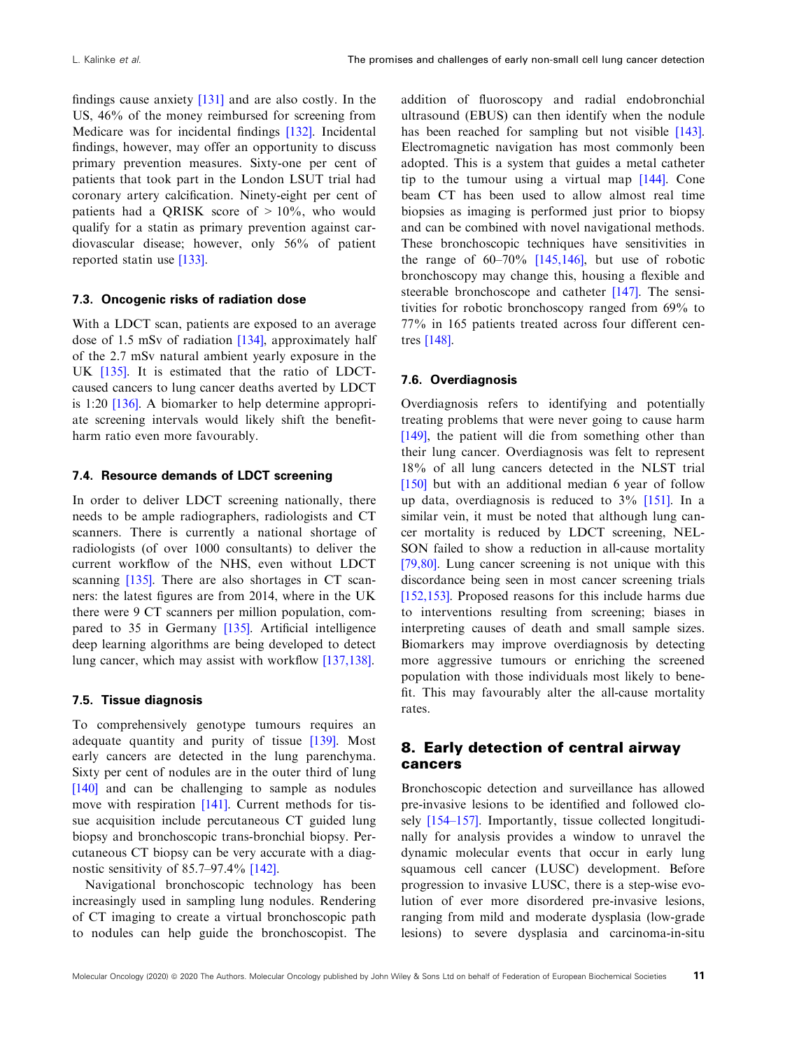findings cause anxiety [131] and are also costly. In the US, 46% of the money reimbursed for screening from Medicare was for incidental findings [132]. Incidental findings, however, may offer an opportunity to discuss primary prevention measures. Sixty-one per cent of patients that took part in the London LSUT trial had coronary artery calcification. Ninety-eight per cent of patients had a QRISK score of > 10%, who would qualify for a statin as primary prevention against cardiovascular disease; however, only 56% of patient reported statin use [133].

### 7.3. Oncogenic risks of radiation dose

With a LDCT scan, patients are exposed to an average dose of 1.5 mSv of radiation [134], approximately half of the 2.7 mSv natural ambient yearly exposure in the UK [135]. It is estimated that the ratio of LDCT-caused cancers to lung cancer deaths averted by LDCT is 1:20 [136]. A biomarker to help determine appropriate screening intervals would likely shift the benefit-harm ratio even more favourably.

### 7.4. Resource demands of LDCT screening

In order to deliver LDCT screening nationally, there needs to be ample radiographers, radiologists and CT scanners. There is currently a national shortage of radiologists (of over 1000 consultants) to deliver the current workflow of the NHS, even without LDCT scanning [135]. There are also shortages in CT scanners: the latest figures are from 2014, where in the UK there were 9 CT scanners per million population, compared to 35 in Germany [135]. Artificial intelligence deep learning algorithms are being developed to detect lung cancer, which may assist with workflow [137,138].

### 7.5. Tissue diagnosis

To comprehensively genotype tumours requires an adequate quantity and purity of tissue [139]. Most early cancers are detected in the lung parenchyma. Sixty per cent of nodules are in the outer third of lung [140] and can be challenging to sample as nodules move with respiration [141]. Current methods for tissue acquisition include percutaneous CT guided lung biopsy and bronchoscopic trans-bronchial biopsy. Percutaneous CT biopsy can be very accurate with a diagnostic sensitivity of 85.7–97.4% [142].

Navigational bronchoscopic technology has been increasingly used in sampling lung nodules. Rendering of CT imaging to create a virtual bronchoscopic path to nodules can help guide the bronchoscopist. The addition of fluoroscopy and radial endobronchial ultrasound (EBUS) can then identify when the nodule has been reached for sampling but not visible [143]. Electromagnetic navigation has most commonly been adopted. This is a system that guides a metal catheter tip to the tumour using a virtual map [144]. Cone beam CT has been used to allow almost real time biopsies as imaging is performed just prior to biopsy and can be combined with novel navigational methods. These bronchoscopic techniques have sensitivities in the range of 60–70% [145,146], but use of robotic bronchoscopy may change this, housing a flexible and steerable bronchoscope and catheter [147]. The sensitivities for robotic bronchoscopy ranged from 69% to 77% in 165 patients treated across four different centres [148].

### 7.6. Overdiagnosis

Overdiagnosis refers to identifying and potentially treating problems that were never going to cause harm [149], the patient will die from something other than their lung cancer. Overdiagnosis was felt to represent 18% of all lung cancers detected in the NLST trial [150] but with an additional median 6 year of follow up data, overdiagnosis is reduced to 3% [151]. In a similar vein, it must be noted that although lung cancer mortality is reduced by LDCT screening, NELSON failed to show a reduction in all-cause mortality [79,80]. Lung cancer screening is not unique with this discordance being seen in most cancer screening trials [152,153]. Proposed reasons for this include harms due to interventions resulting from screening; biases in interpreting causes of death and small sample sizes. Biomarkers may improve overdiagnosis by detecting more aggressive tumours or enriching the screened population with those individuals most likely to benefit. This may favourably alter the all-cause mortality rates.

## 8. Early detection of central airway cancers

Bronchoscopic detection and surveillance has allowed pre-invasive lesions to be identified and followed closely [154–157]. Importantly, tissue collected longitudinally for analysis provides a window to unravel the dynamic molecular events that occur in early lung squamous cell cancer (LUSC) development. Before progression to invasive LUSC, there is a step-wise evolution of ever more disordered pre-invasive lesions, ranging from mild and moderate dysplasia (low-grade lesions) to severe dysplasia and carcinoma-in-situ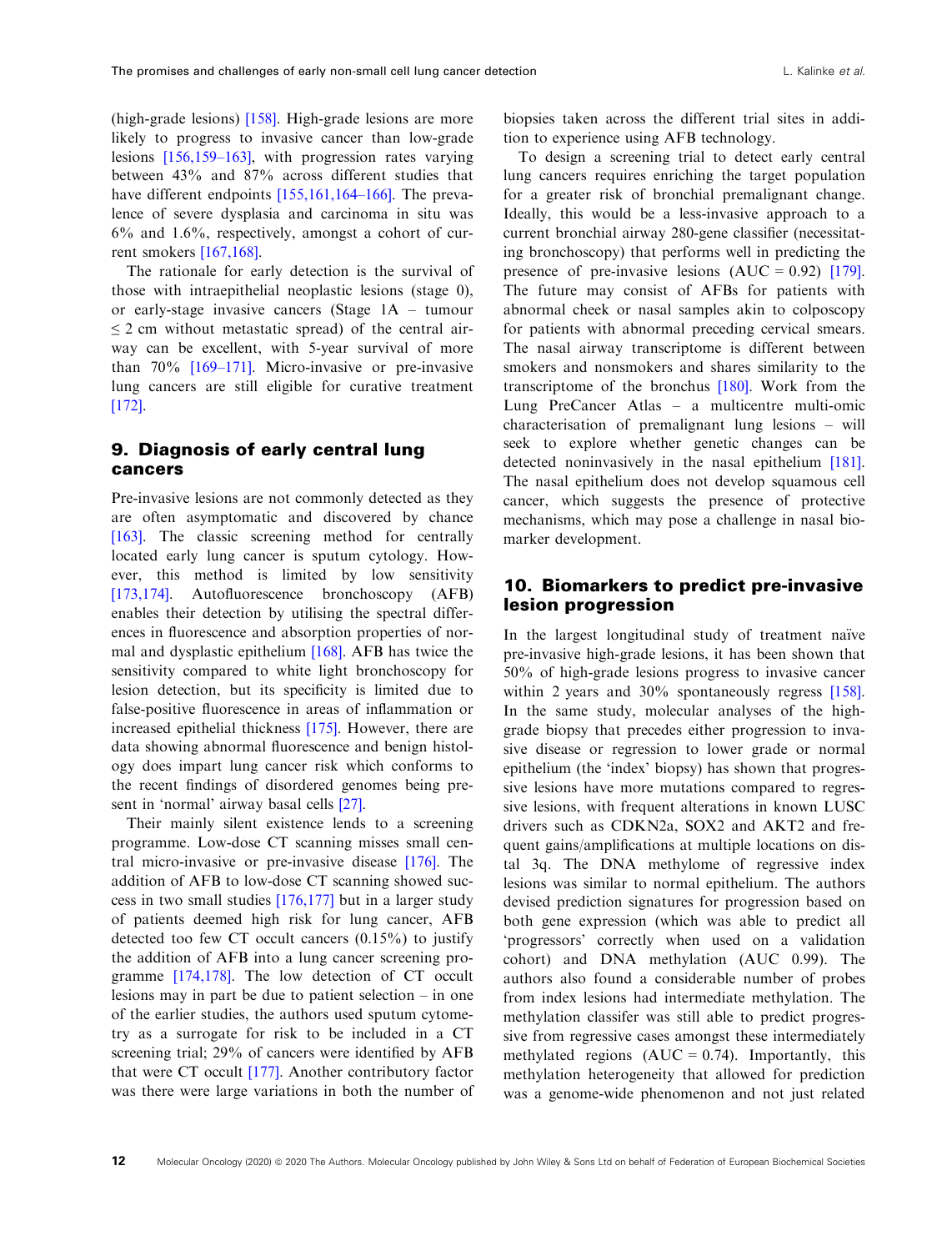(high-grade lesions) [158]. High-grade lesions are more likely to progress to invasive cancer than low-grade lesions [156,159–163], with progression rates varying between 43% and 87% across different studies that have different endpoints [155,161,164–166]. The prevalence of severe dysplasia and carcinoma in situ was 6% and 1.6%, respectively, amongst a cohort of current smokers [167,168].

The rationale for early detection is the survival of those with intraepithelial neoplastic lesions (stage 0), or early-stage invasive cancers (Stage 1A – tumour ≤ 2 cm without metastatic spread) of the central airway can be excellent, with 5-year survival of more than 70% [169–171]. Micro-invasive or pre-invasive lung cancers are still eligible for curative treatment [172].

## 9. Diagnosis of early central lung cancers

Pre-invasive lesions are not commonly detected as they are often asymptomatic and discovered by chance [163]. The classic screening method for centrally located early lung cancer is sputum cytology. However, this method is limited by low sensitivity [173,174]. Autofluorescence bronchoscopy (AFB) enables their detection by utilising the spectral differences in fluorescence and absorption properties of normal and dysplastic epithelium [168]. AFB has twice the sensitivity compared to white light bronchoscopy for lesion detection, but its specificity is limited due to false-positive fluorescence in areas of inflammation or increased epithelial thickness [175]. However, there are data showing abnormal fluorescence and benign histology does impart lung cancer risk which conforms to the recent findings of disordered genomes being present in 'normal' airway basal cells [27].

Their mainly silent existence lends to a screening programme. Low-dose CT scanning misses small central micro-invasive or pre-invasive disease [176]. The addition of AFB to low-dose CT scanning showed success in two small studies [176,177] but in a larger study of patients deemed high risk for lung cancer, AFB detected too few CT occult cancers (0.15%) to justify the addition of AFB into a lung cancer screening programme [174,178]. The low detection of CT occult lesions may in part be due to patient selection – in one of the earlier studies, the authors used sputum cytometry as a surrogate for risk to be included in a CT screening trial; 29% of cancers were identified by AFB that were CT occult [177]. Another contributory factor was there were large variations in both the number of biopsies taken across the different trial sites in addition to experience using AFB technology.

To design a screening trial to detect early central lung cancers requires enriching the target population for a greater risk of bronchial premalignant change. Ideally, this would be a less-invasive approach to a current bronchial airway 280-gene classifier (necessitating bronchoscopy) that performs well in predicting the presence of pre-invasive lesions (AUC = 0.92) [179]. The future may consist of AFBs for patients with abnormal cheek or nasal samples akin to colposcopy for patients with abnormal preceding cervical smears. The nasal airway transcriptome is different between smokers and nonsmokers and shares similarity to the transcriptome of the bronchus [180]. Work from the Lung PreCancer Atlas – a multicentre multi-omic characterisation of premalignant lung lesions – will seek to explore whether genetic changes can be detected noninvasively in the nasal epithelium [181]. The nasal epithelium does not develop squamous cell cancer, which suggests the presence of protective mechanisms, which may pose a challenge in nasal biomarker development.

## 10. Biomarkers to predict pre-invasive lesion progression

In the largest longitudinal study of treatment naïve pre-invasive high-grade lesions, it has been shown that 50% of high-grade lesions progress to invasive cancer within 2 years and 30% spontaneously regress [158]. In the same study, molecular analyses of the high-grade biopsy that precedes either progression to invasive disease or regression to lower grade or normal epithelium (the 'index' biopsy) has shown that progressive lesions have more mutations compared to regressive lesions, with frequent alterations in known LUSC drivers such as CDKN2a, SOX2 and AKT2 and frequent gains/amplifications at multiple locations on distal 3q. The DNA methylome of regressive index lesions was similar to normal epithelium. The authors devised prediction signatures for progression based on both gene expression (which was able to predict all 'progressors' correctly when used on a validation cohort) and DNA methylation (AUC 0.99). The authors also found a considerable number of probes from index lesions had intermediate methylation. The methylation classifer was still able to predict progressive from regressive cases amongst these intermediately methylated regions (AUC = 0.74). Importantly, this methylation heterogeneity that allowed for prediction was a genome-wide phenomenon and not just related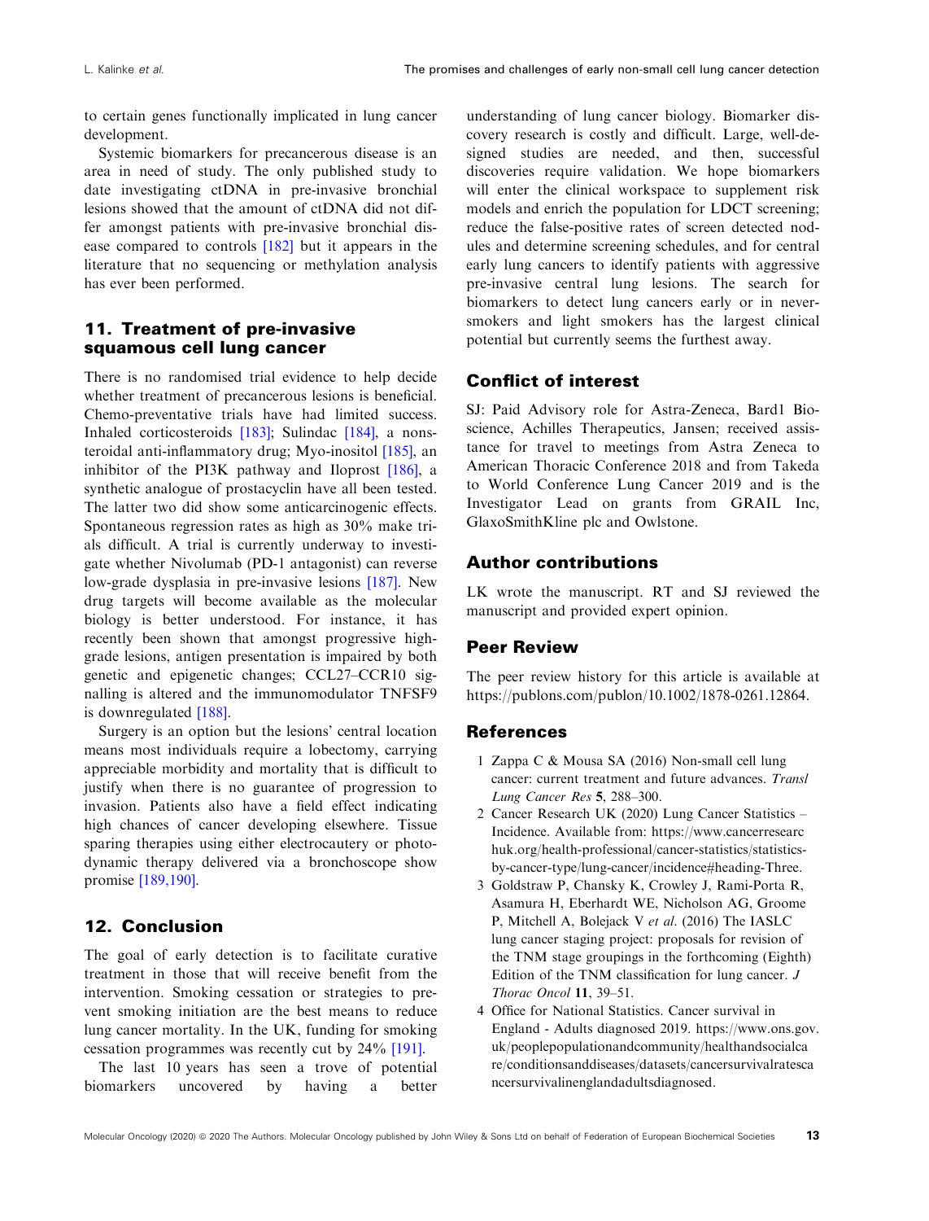to certain genes functionally implicated in lung cancer development.

Systemic biomarkers for precancerous disease is an area in need of study. The only published study to date investigating ctDNA in pre-invasive bronchial lesions showed that the amount of ctDNA did not differ amongst patients with pre-invasive bronchial disease compared to controls [182] but it appears in the literature that no sequencing or methylation analysis has ever been performed.

## 11. Treatment of pre-invasive squamous cell lung cancer

There is no randomised trial evidence to help decide whether treatment of precancerous lesions is beneficial. Chemo-preventative trials have had limited success. Inhaled corticosteroids [183]; Sulindac [184], a nonsteroidal anti-inflammatory drug; Myo-inositol [185], an inhibitor of the PI3K pathway and Iloprost [186], a synthetic analogue of prostacyclin have all been tested. The latter two did show some anticarcinogenic effects. Spontaneous regression rates as high as 30% make trials difficult. A trial is currently underway to investigate whether Nivolumab (PD-1 antagonist) can reverse low-grade dysplasia in pre-invasive lesions [187]. New drug targets will become available as the molecular biology is better understood. For instance, it has recently been shown that amongst progressive high-grade lesions, antigen presentation is impaired by both genetic and epigenetic changes; CCL27–CCR10 signalling is altered and the immunomodulator TNFSF9 is downregulated [188].

Surgery is an option but the lesions' central location means most individuals require a lobectomy, carrying appreciable morbidity and mortality that is difficult to justify when there is no guarantee of progression to invasion. Patients also have a field effect indicating high chances of cancer developing elsewhere. Tissue sparing therapies using either electrocautery or photodynamic therapy delivered via a bronchoscope show promise [189,190].

## 12. Conclusion

The goal of early detection is to facilitate curative treatment in those that will receive benefit from the intervention. Smoking cessation or strategies to prevent smoking initiation are the best means to reduce lung cancer mortality. In the UK, funding for smoking cessation programmes was recently cut by 24% [191].

The last 10 years has seen a trove of potential biomarkers uncovered by having a better understanding of lung cancer biology. Biomarker discovery research is costly and difficult. Large, well-designed studies are needed, and then, successful discoveries require validation. We hope biomarkers will enter the clinical workspace to supplement risk models and enrich the population for LDCT screening; reduce the false-positive rates of screen detected nodules and determine screening schedules, and for central early lung cancers to identify patients with aggressive pre-invasive central lung lesions. The search for biomarkers to detect lung cancers early or in never-smokers and light smokers has the largest clinical potential but currently seems the furthest away.

## Conflict of interest

SJ: Paid Advisory role for Astra-Zeneca, Bard1 Bioscience, Achilles Therapeutics, Jansen; received assistance for travel to meetings from Astra Zeneca to American Thoracic Conference 2018 and from Takeda to World Conference Lung Cancer 2019 and is the Investigator Lead on grants from GRAIL Inc, GlaxoSmithKline plc and Owlstone.

## Author contributions

LK wrote the manuscript. RT and SJ reviewed the manuscript and provided expert opinion.

## Peer Review

The peer review history for this article is available at https://publons.com/publon/10.1002/1878-0261.12864.

## References

1. Zappa C & Mousa SA (2016) Non-small cell lung cancer: current treatment and future advances. *Transl Lung Cancer Res* **5**, 288–300.
2. Cancer Research UK (2020) Lung Cancer Statistics – Incidence. Available from: https://www.cancerresearchuk.org/health-professional/cancer-statistics/statistics-by-cancer-type/lung-cancer/incidence#heading-Three.
3. Goldstraw P, Chansky K, Crowley J, Rami-Porta R, Asamura H, Eberhardt WE, Nicholson AG, Groome P, Mitchell A, Bolejack V *et al.* (2016) The IASLC lung cancer staging project: proposals for revision of the TNM stage groupings in the forthcoming (Eighth) Edition of the TNM classification for lung cancer. *J Thorac Oncol* **11**, 39–51.
4. Office for National Statistics. Cancer survival in England - Adults diagnosed 2019. https://www.ons.gov.uk/peoplepopulationandcommunity/healthandsocialcare/conditionsanddiseases/datasets/cancersurvivalratescancersurvivalinenglandadultsdiagnosed.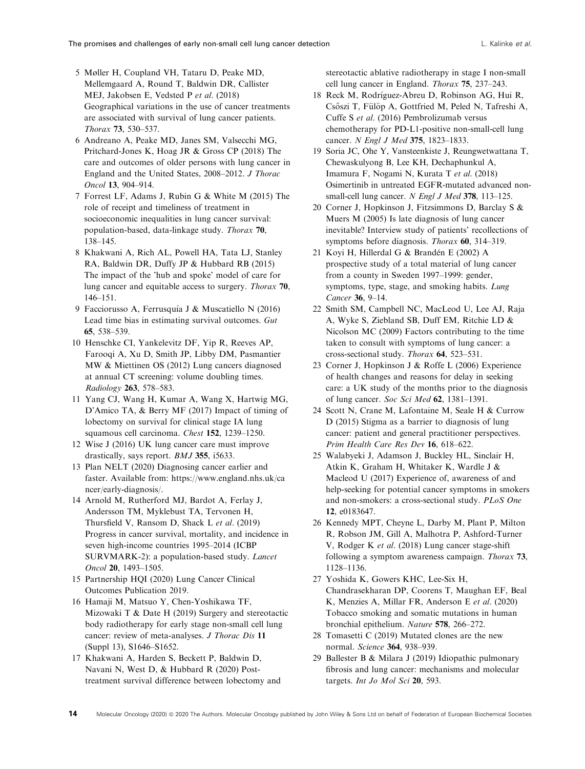5 Møller H, Coupland VH, Tataru D, Peake MD, Mellemgaard A, Round T, Baldwin DR, Callister MEJ, Jakobsen E, Vedsted P *et al*. (2018) Geographical variations in the use of cancer treatments are associated with survival of lung cancer patients. *Thorax* **73**, 530–537.

6 Andreano A, Peake MD, Janes SM, Valsecchi MG, Pritchard-Jones K, Hoag JR & Gross CP (2018) The care and outcomes of older persons with lung cancer in England and the United States, 2008–2012. *J Thorac Oncol* **13**, 904–914.

7 Forrest LF, Adams J, Rubin G & White M (2015) The role of receipt and timeliness of treatment in socioeconomic inequalities in lung cancer survival: population-based, data-linkage study. *Thorax* **70**, 138–145.

8 Khakwani A, Rich AL, Powell HA, Tata LJ, Stanley RA, Baldwin DR, Duffy JP & Hubbard RB (2015) The impact of the 'hub and spoke' model of care for lung cancer and equitable access to surgery. *Thorax* **70**, 146–151.

9 Facciorusso A, Ferrusquía J & Muscatiello N (2016) Lead time bias in estimating survival outcomes. *Gut* **65**, 538–539.

10 Henschke CI, Yankelevitz DF, Yip R, Reeves AP, Farooqi A, Xu D, Smith JP, Libby DM, Pasmantier MW & Miettinen OS (2012) Lung cancers diagnosed at annual CT screening: volume doubling times. *Radiology* **263**, 578–583.

11 Yang CJ, Wang H, Kumar A, Wang X, Hartwig MG, D'Amico TA, & Berry MF (2017) Impact of timing of lobectomy on survival for clinical stage IA lung squamous cell carcinoma. *Chest* **152**, 1239–1250.

12 Wise J (2016) UK lung cancer care must improve drastically, says report. *BMJ* **355**, i5633.

13 Plan NELT (2020) Diagnosing cancer earlier and faster. Available from: https://www.england.nhs.uk/cancer/early-diagnosis/.

14 Arnold M, Rutherford MJ, Bardot A, Ferlay J, Andersson TM, Myklebust TA, Tervonen H, Thursfield V, Ransom D, Shack L *et al*. (2019) Progress in cancer survival, mortality, and incidence in seven high-income countries 1995–2014 (ICBP SURVMARK-2): a population-based study. *Lancet Oncol* **20**, 1493–1505.

15 Partnership HQI (2020) Lung Cancer Clinical Outcomes Publication 2019.

16 Hamaji M, Matsuo Y, Chen-Yoshikawa TF, Mizowaki T & Date H (2019) Surgery and stereotactic body radiotherapy for early stage non-small cell lung cancer: review of meta-analyses. *J Thorac Dis* **11** (Suppl 13), S1646–S1652.

17 Khakwani A, Harden S, Beckett P, Baldwin D, Navani N, West D, & Hubbard R (2020) Post-treatment survival difference between lobectomy and stereotactic ablative radiotherapy in stage I non-small cell lung cancer in England. *Thorax* **75**, 237–243.

18 Reck M, Rodríguez-Abreu D, Robinson AG, Hui R, Csőszi T, Fülöp A, Gottfried M, Peled N, Tafreshi A, Cuffe S *et al*. (2016) Pembrolizumab versus chemotherapy for PD-L1-positive non-small-cell lung cancer. *N Engl J Med* **375**, 1823–1833.

19 Soria JC, Ohe Y, Vansteenkiste J, Reungwetwattana T, Chewaskulyong B, Lee KH, Dechaphunkul A, Imamura F, Nogami N, Kurata T *et al*. (2018) Osimertinib in untreated EGFR-mutated advanced non-small-cell lung cancer. *N Engl J Med* **378**, 113–125.

20 Corner J, Hopkinson J, Fitzsimmons D, Barclay S & Muers M (2005) Is late diagnosis of lung cancer inevitable? Interview study of patients' recollections of symptoms before diagnosis. *Thorax* **60**, 314–319.

21 Koyi H, Hillerdal G & Brandén E (2002) A prospective study of a total material of lung cancer from a county in Sweden 1997–1999: gender, symptoms, type, stage, and smoking habits. *Lung Cancer* **36**, 9–14.

22 Smith SM, Campbell NC, MacLeod U, Lee AJ, Raja A, Wyke S, Ziebland SB, Duff EM, Ritchie LD & Nicolson MC (2009) Factors contributing to the time taken to consult with symptoms of lung cancer: a cross-sectional study. *Thorax* **64**, 523–531.

23 Corner J, Hopkinson J & Roffe L (2006) Experience of health changes and reasons for delay in seeking care: a UK study of the months prior to the diagnosis of lung cancer. *Soc Sci Med* **62**, 1381–1391.

24 Scott N, Crane M, Lafontaine M, Seale H & Currow D (2015) Stigma as a barrier to diagnosis of lung cancer: patient and general practitioner perspectives. *Prim Health Care Res Dev* **16**, 618–622.

25 Walabyeki J, Adamson J, Buckley HL, Sinclair H, Atkin K, Graham H, Whitaker K, Wardle J & Macleod U (2017) Experience of, awareness of and help-seeking for potential cancer symptoms in smokers and non-smokers: a cross-sectional study. *PLoS One* **12**, e0183647.

26 Kennedy MPT, Cheyne L, Darby M, Plant P, Milton R, Robson JM, Gill A, Malhotra P, Ashford-Turner V, Rodger K *et al*. (2018) Lung cancer stage-shift following a symptom awareness campaign. *Thorax* **73**, 1128–1136.

27 Yoshida K, Gowers KHC, Lee-Six H, Chandrasekharan DP, Coorens T, Maughan EF, Beal K, Menzies A, Millar FR, Anderson E *et al*. (2020) Tobacco smoking and somatic mutations in human bronchial epithelium. *Nature* **578**, 266–272.

28 Tomasetti C (2019) Mutated clones are the new normal. *Science* **364**, 938–939.

29 Ballester B & Milara J (2019) Idiopathic pulmonary fibrosis and lung cancer: mechanisms and molecular targets. *Int Jo Mol Sci* **20**, 593.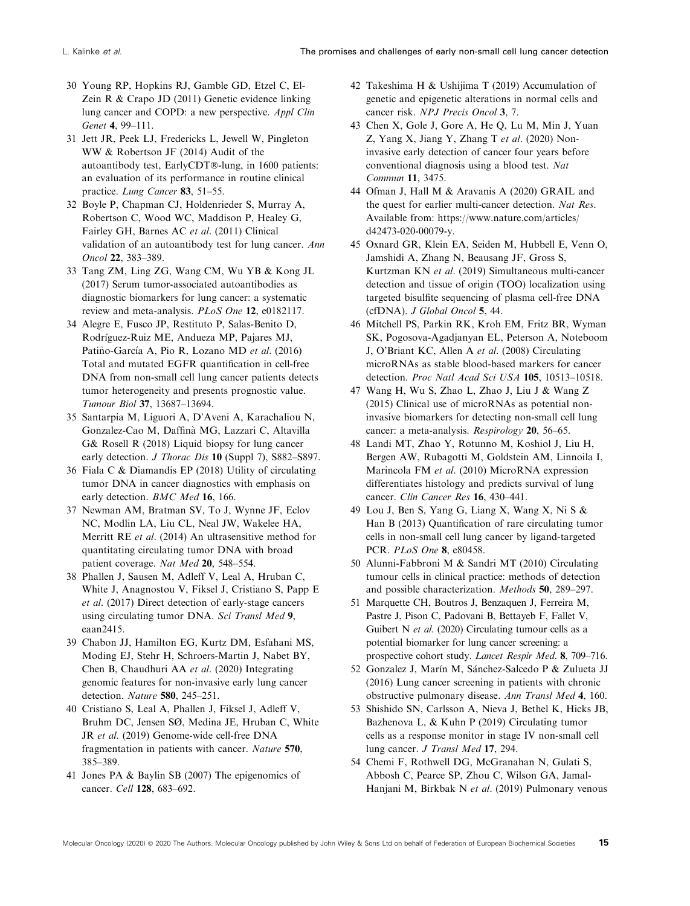30 Young RP, Hopkins RJ, Gamble GD, Etzel C, El-Zein R & Crapo JD (2011) Genetic evidence linking lung cancer and COPD: a new perspective. *Appl Clin Genet* **4**, 99–111.

31 Jett JR, Peek LJ, Fredericks L, Jewell W, Pingleton WW & Robertson JF (2014) Audit of the autoantibody test, EarlyCDT®-lung, in 1600 patients: an evaluation of its performance in routine clinical practice. *Lung Cancer* **83**, 51–55.

32 Boyle P, Chapman CJ, Holdenrieder S, Murray A, Robertson C, Wood WC, Maddison P, Healey G, Fairley GH, Barnes AC *et al*. (2011) Clinical validation of an autoantibody test for lung cancer. *Ann Oncol* **22**, 383–389.

33 Tang ZM, Ling ZG, Wang CM, Wu YB & Kong JL (2017) Serum tumor-associated autoantibodies as diagnostic biomarkers for lung cancer: a systematic review and meta-analysis. *PLoS One* **12**, e0182117.

34 Alegre E, Fusco JP, Restituto P, Salas-Benito D, Rodríguez-Ruiz ME, Andueza MP, Pajares MJ, Patiño-García A, Pio R, Lozano MD *et al*. (2016) Total and mutated EGFR quantification in cell-free DNA from non-small cell lung cancer patients detects tumor heterogeneity and presents prognostic value. *Tumour Biol* **37**, 13687–13694.

35 Santarpia M, Liguori A, D'Aveni A, Karachaliou N, Gonzalez-Cao M, Daffinà MG, Lazzari C, Altavilla G& Rosell R (2018) Liquid biopsy for lung cancer early detection. *J Thorac Dis* **10** (Suppl 7), S882–S897.

36 Fiala C & Diamandis EP (2018) Utility of circulating tumor DNA in cancer diagnostics with emphasis on early detection. *BMC Med* **16**, 166.

37 Newman AM, Bratman SV, To J, Wynne JF, Eclov NC, Modlin LA, Liu CL, Neal JW, Wakelee HA, Merritt RE *et al*. (2014) An ultrasensitive method for quantitating circulating tumor DNA with broad patient coverage. *Nat Med* **20**, 548–554.

38 Phallen J, Sausen M, Adleff V, Leal A, Hruban C, White J, Anagnostou V, Fiksel J, Cristiano S, Papp E *et al*. (2017) Direct detection of early-stage cancers using circulating tumor DNA. *Sci Transl Med* **9**, eaan2415.

39 Chabon JJ, Hamilton EG, Kurtz DM, Esfahani MS, Moding EJ, Stehr H, Schroers-Martin J, Nabet BY, Chen B, Chaudhuri AA *et al*. (2020) Integrating genomic features for non-invasive early lung cancer detection. *Nature* **580**, 245–251.

40 Cristiano S, Leal A, Phallen J, Fiksel J, Adleff V, Bruhm DC, Jensen SØ, Medina JE, Hruban C, White JR *et al*. (2019) Genome-wide cell-free DNA fragmentation in patients with cancer. *Nature* **570**, 385–389.

41 Jones PA & Baylin SB (2007) The epigenomics of cancer. *Cell* **128**, 683–692.

42 Takeshima H & Ushijima T (2019) Accumulation of genetic and epigenetic alterations in normal cells and cancer risk. *NPJ Precis Oncol* **3**, 7.

43 Chen X, Gole J, Gore A, He Q, Lu M, Min J, Yuan Z, Yang X, Jiang Y, Zhang T *et al*. (2020) Non-invasive early detection of cancer four years before conventional diagnosis using a blood test. *Nat Commun* **11**, 3475.

44 Ofman J, Hall M & Aravanis A (2020) GRAIL and the quest for earlier multi-cancer detection. *Nat Res*. Available from: https://www.nature.com/articles/d42473-020-00079-y.

45 Oxnard GR, Klein EA, Seiden M, Hubbell E, Venn O, Jamshidi A, Zhang N, Beausang JF, Gross S, Kurtzman KN *et al*. (2019) Simultaneous multi-cancer detection and tissue of origin (TOO) localization using targeted bisulfite sequencing of plasma cell-free DNA (cfDNA). *J Global Oncol* **5**, 44.

46 Mitchell PS, Parkin RK, Kroh EM, Fritz BR, Wyman SK, Pogosova-Agadjanyan EL, Peterson A, Noteboom J, O'Briant KC, Allen A *et al*. (2008) Circulating microRNAs as stable blood-based markers for cancer detection. *Proc Natl Acad Sci USA* **105**, 10513–10518.

47 Wang H, Wu S, Zhao L, Zhao J, Liu J & Wang Z (2015) Clinical use of microRNAs as potential non-invasive biomarkers for detecting non-small cell lung cancer: a meta-analysis. *Respirology* **20**, 56–65.

48 Landi MT, Zhao Y, Rotunno M, Koshiol J, Liu H, Bergen AW, Rubagotti M, Goldstein AM, Linnoila I, Marincola FM *et al*. (2010) MicroRNA expression differentiates histology and predicts survival of lung cancer. *Clin Cancer Res* **16**, 430–441.

49 Lou J, Ben S, Yang G, Liang X, Wang X, Ni S & Han B (2013) Quantification of rare circulating tumor cells in non-small cell lung cancer by ligand-targeted PCR. *PLoS One* **8**, e80458.

50 Alunni-Fabbroni M & Sandri MT (2010) Circulating tumour cells in clinical practice: methods of detection and possible characterization. *Methods* **50**, 289–297.

51 Marquette CH, Boutros J, Benzaquen J, Ferreira M, Pastre J, Pison C, Padovani B, Bettayeb F, Fallet V, Guibert N *et al*. (2020) Circulating tumour cells as a potential biomarker for lung cancer screening: a prospective cohort study. *Lancet Respir Med*. **8**, 709–716.

52 Gonzalez J, Marín M, Sánchez-Salcedo P & Zulueta JJ (2016) Lung cancer screening in patients with chronic obstructive pulmonary disease. *Ann Transl Med* **4**, 160.

53 Shishido SN, Carlsson A, Nieva J, Bethel K, Hicks JB, Bazhenova L, & Kuhn P (2019) Circulating tumor cells as a response monitor in stage IV non-small cell lung cancer. *J Transl Med* **17**, 294.

54 Chemi F, Rothwell DG, McGranahan N, Gulati S, Abbosh C, Pearce SP, Zhou C, Wilson GA, Jamal-Hanjani M, Birkbak N *et al*. (2019) Pulmonary venous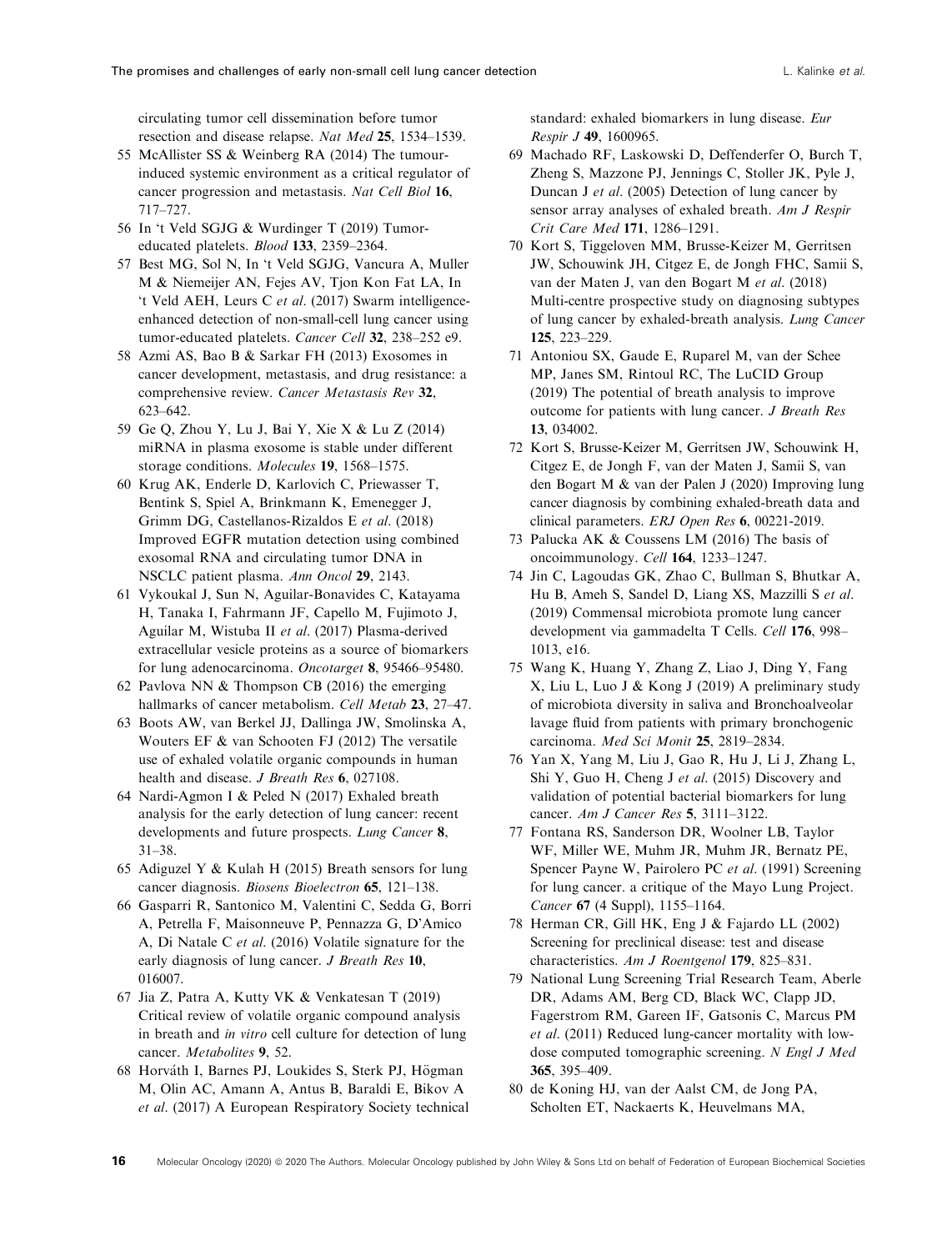circulating tumor cell dissemination before tumor resection and disease relapse. *Nat Med* **25**, 1534–1539.

55 McAllister SS & Weinberg RA (2014) The tumour-induced systemic environment as a critical regulator of cancer progression and metastasis. *Nat Cell Biol* **16**, 717–727.

56 In 't Veld SGJG & Wurdinger T (2019) Tumor-educated platelets. *Blood* **133**, 2359–2364.

57 Best MG, Sol N, In 't Veld SGJG, Vancura A, Muller M & Niemeijer AN, Fejes AV, Tjon Kon Fat LA, In 't Veld AEH, Leurs C *et al*. (2017) Swarm intelligence-enhanced detection of non-small-cell lung cancer using tumor-educated platelets. *Cancer Cell* **32**, 238–252 e9.

58 Azmi AS, Bao B & Sarkar FH (2013) Exosomes in cancer development, metastasis, and drug resistance: a comprehensive review. *Cancer Metastasis Rev* **32**, 623–642.

59 Ge Q, Zhou Y, Lu J, Bai Y, Xie X & Lu Z (2014) miRNA in plasma exosome is stable under different storage conditions. *Molecules* **19**, 1568–1575.

60 Krug AK, Enderle D, Karlovich C, Priewasser T, Bentink S, Spiel A, Brinkmann K, Emenegger J, Grimm DG, Castellanos-Rizaldos E *et al*. (2018) Improved EGFR mutation detection using combined exosomal RNA and circulating tumor DNA in NSCLC patient plasma. *Ann Oncol* **29**, 2143.

61 Vykoukal J, Sun N, Aguilar-Bonavides C, Katayama H, Tanaka I, Fahrmann JF, Capello M, Fujimoto J, Aguilar M, Wistuba II *et al*. (2017) Plasma-derived extracellular vesicle proteins as a source of biomarkers for lung adenocarcinoma. *Oncotarget* **8**, 95466–95480.

62 Pavlova NN & Thompson CB (2016) the emerging hallmarks of cancer metabolism. *Cell Metab* **23**, 27–47.

63 Boots AW, van Berkel JJ, Dallinga JW, Smolinska A, Wouters EF & van Schooten FJ (2012) The versatile use of exhaled volatile organic compounds in human health and disease. *J Breath Res* **6**, 027108.

64 Nardi-Agmon I & Peled N (2017) Exhaled breath analysis for the early detection of lung cancer: recent developments and future prospects. *Lung Cancer* **8**, 31–38.

65 Adiguzel Y & Kulah H (2015) Breath sensors for lung cancer diagnosis. *Biosens Bioelectron* **65**, 121–138.

66 Gasparri R, Santonico M, Valentini C, Sedda G, Borri A, Petrella F, Maisonneuve P, Pennazza G, D'Amico A, Di Natale C *et al*. (2016) Volatile signature for the early diagnosis of lung cancer. *J Breath Res* **10**, 016007.

67 Jia Z, Patra A, Kutty VK & Venkatesan T (2019) Critical review of volatile organic compound analysis in breath and *in vitro* cell culture for detection of lung cancer. *Metabolites* **9**, 52.

68 Horváth I, Barnes PJ, Loukides S, Sterk PJ, Högman M, Olin AC, Amann A, Antus B, Baraldi E, Bikov A *et al*. (2017) A European Respiratory Society technical standard: exhaled biomarkers in lung disease. *Eur Respir J* **49**, 1600965.

69 Machado RF, Laskowski D, Deffenderfer O, Burch T, Zheng S, Mazzone PJ, Jennings C, Stoller JK, Pyle J, Duncan J *et al*. (2005) Detection of lung cancer by sensor array analyses of exhaled breath. *Am J Respir Crit Care Med* **171**, 1286–1291.

70 Kort S, Tiggeloven MM, Brusse-Keizer M, Gerritsen JW, Schouwink JH, Citgez E, de Jongh FHC, Samii S, van der Maten J, van den Bogart M *et al*. (2018) Multi-centre prospective study on diagnosing subtypes of lung cancer by exhaled-breath analysis. *Lung Cancer* **125**, 223–229.

71 Antoniou SX, Gaude E, Ruparel M, van der Schee MP, Janes SM, Rintoul RC, The LuCID Group (2019) The potential of breath analysis to improve outcome for patients with lung cancer. *J Breath Res* **13**, 034002.

72 Kort S, Brusse-Keizer M, Gerritsen JW, Schouwink H, Citgez E, de Jongh F, van der Maten J, Samii S, van den Bogart M & van der Palen J (2020) Improving lung cancer diagnosis by combining exhaled-breath data and clinical parameters. *ERJ Open Res* **6**, 00221-2019.

73 Palucka AK & Coussens LM (2016) The basis of oncoimmunology. *Cell* **164**, 1233–1247.

74 Jin C, Lagoudas GK, Zhao C, Bullman S, Bhutkar A, Hu B, Ameh S, Sandel D, Liang XS, Mazzilli S *et al*. (2019) Commensal microbiota promote lung cancer development via gammadelta T Cells. *Cell* **176**, 998–1013, e16.

75 Wang K, Huang Y, Zhang Z, Liao J, Ding Y, Fang X, Liu L, Luo J & Kong J (2019) A preliminary study of microbiota diversity in saliva and Bronchoalveolar lavage fluid from patients with primary bronchogenic carcinoma. *Med Sci Monit* **25**, 2819–2834.

76 Yan X, Yang M, Liu J, Gao R, Hu J, Li J, Zhang L, Shi Y, Guo H, Cheng J *et al*. (2015) Discovery and validation of potential bacterial biomarkers for lung cancer. *Am J Cancer Res* **5**, 3111–3122.

77 Fontana RS, Sanderson DR, Woolner LB, Taylor WF, Miller WE, Muhm JR, Muhm JR, Bernatz PE, Spencer Payne W, Pairolero PC *et al*. (1991) Screening for lung cancer. a critique of the Mayo Lung Project. *Cancer* **67** (4 Suppl), 1155–1164.

78 Herman CR, Gill HK, Eng J & Fajardo LL (2002) Screening for preclinical disease: test and disease characteristics. *Am J Roentgenol* **179**, 825–831.

79 National Lung Screening Trial Research Team, Aberle DR, Adams AM, Berg CD, Black WC, Clapp JD, Fagerstrom RM, Gareen IF, Gatsonis C, Marcus PM *et al*. (2011) Reduced lung-cancer mortality with low-dose computed tomographic screening. *N Engl J Med* **365**, 395–409.

80 de Koning HJ, van der Aalst CM, de Jong PA, Scholten ET, Nackaerts K, Heuvelmans MA,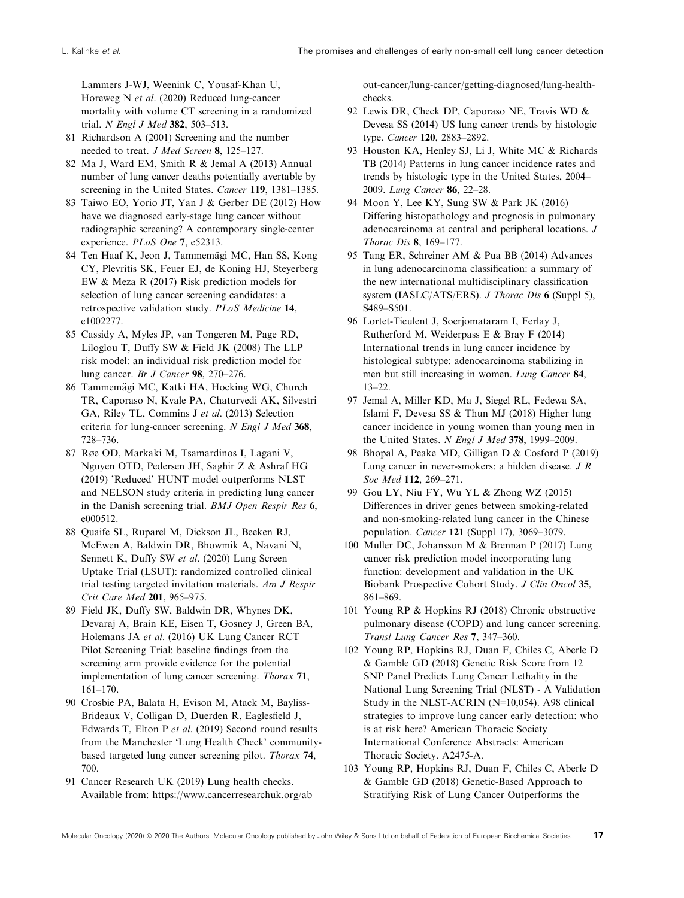Lammers J-WJ, Weenink C, Yousaf-Khan U, Horeweg N *et al*. (2020) Reduced lung-cancer mortality with volume CT screening in a randomized trial. *N Engl J Med* **382**, 503–513.

81 Richardson A (2001) Screening and the number needed to treat. *J Med Screen* **8**, 125–127.

82 Ma J, Ward EM, Smith R & Jemal A (2013) Annual number of lung cancer deaths potentially avertable by screening in the United States. *Cancer* **119**, 1381–1385.

83 Taiwo EO, Yorio JT, Yan J & Gerber DE (2012) How have we diagnosed early-stage lung cancer without radiographic screening? A contemporary single-center experience. *PLoS One* **7**, e52313.

84 Ten Haaf K, Jeon J, Tammemägi MC, Han SS, Kong CY, Plevritis SK, Feuer EJ, de Koning HJ, Steyerberg EW & Meza R (2017) Risk prediction models for selection of lung cancer screening candidates: a retrospective validation study. *PLoS Medicine* **14**, e1002277.

85 Cassidy A, Myles JP, van Tongeren M, Page RD, Liloglou T, Duffy SW & Field JK (2008) The LLP risk model: an individual risk prediction model for lung cancer. *Br J Cancer* **98**, 270–276.

86 Tammemägi MC, Katki HA, Hocking WG, Church TR, Caporaso N, Kvale PA, Chaturvedi AK, Silvestri GA, Riley TL, Commins J *et al*. (2013) Selection criteria for lung-cancer screening. *N Engl J Med* **368**, 728–736.

87 Røe OD, Markaki M, Tsamardinos I, Lagani V, Nguyen OTD, Pedersen JH, Saghir Z & Ashraf HG (2019) 'Reduced' HUNT model outperforms NLST and NELSON study criteria in predicting lung cancer in the Danish screening trial. *BMJ Open Respir Res* **6**, e000512.

88 Quaife SL, Ruparel M, Dickson JL, Beeken RJ, McEwen A, Baldwin DR, Bhowmik A, Navani N, Sennett K, Duffy SW *et al*. (2020) Lung Screen Uptake Trial (LSUT): randomized controlled clinical trial testing targeted invitation materials. *Am J Respir Crit Care Med* **201**, 965–975.

89 Field JK, Duffy SW, Baldwin DR, Whynes DK, Devaraj A, Brain KE, Eisen T, Gosney J, Green BA, Holemans JA *et al*. (2016) UK Lung Cancer RCT Pilot Screening Trial: baseline findings from the screening arm provide evidence for the potential implementation of lung cancer screening. *Thorax* **71**, 161–170.

90 Crosbie PA, Balata H, Evison M, Atack M, Bayliss-Brideaux V, Colligan D, Duerden R, Eaglesfield J, Edwards T, Elton P *et al*. (2019) Second round results from the Manchester 'Lung Health Check' community-based targeted lung cancer screening pilot. *Thorax* **74**, 700.

91 Cancer Research UK (2019) Lung health checks. Available from: https://www.cancerresearchuk.org/about-cancer/lung-cancer/getting-diagnosed/lung-health-checks.

92 Lewis DR, Check DP, Caporaso NE, Travis WD & Devesa SS (2014) US lung cancer trends by histologic type. *Cancer* **120**, 2883–2892.

93 Houston KA, Henley SJ, Li J, White MC & Richards TB (2014) Patterns in lung cancer incidence rates and trends by histologic type in the United States, 2004–2009. *Lung Cancer* **86**, 22–28.

94 Moon Y, Lee KY, Sung SW & Park JK (2016) Differing histopathology and prognosis in pulmonary adenocarcinoma at central and peripheral locations. *J Thorac Dis* **8**, 169–177.

95 Tang ER, Schreiner AM & Pua BB (2014) Advances in lung adenocarcinoma classification: a summary of the new international multidisciplinary classification system (IASLC/ATS/ERS). *J Thorac Dis* **6** (Suppl 5), S489–S501.

96 Lortet-Tieulent J, Soerjomataram I, Ferlay J, Rutherford M, Weiderpass E & Bray F (2014) International trends in lung cancer incidence by histological subtype: adenocarcinoma stabilizing in men but still increasing in women. *Lung Cancer* **84**, 13–22.

97 Jemal A, Miller KD, Ma J, Siegel RL, Fedewa SA, Islami F, Devesa SS & Thun MJ (2018) Higher lung cancer incidence in young women than young men in the United States. *N Engl J Med* **378**, 1999–2009.

98 Bhopal A, Peake MD, Gilligan D & Cosford P (2019) Lung cancer in never-smokers: a hidden disease. *J R Soc Med* **112**, 269–271.

99 Gou LY, Niu FY, Wu YL & Zhong WZ (2015) Differences in driver genes between smoking-related and non-smoking-related lung cancer in the Chinese population. *Cancer* **121** (Suppl 17), 3069–3079.

100 Muller DC, Johansson M & Brennan P (2017) Lung cancer risk prediction model incorporating lung function: development and validation in the UK Biobank Prospective Cohort Study. *J Clin Oncol* **35**, 861–869.

101 Young RP & Hopkins RJ (2018) Chronic obstructive pulmonary disease (COPD) and lung cancer screening. *Transl Lung Cancer Res* **7**, 347–360.

102 Young RP, Hopkins RJ, Duan F, Chiles C, Aberle D & Gamble GD (2018) Genetic Risk Score from 12 SNP Panel Predicts Lung Cancer Lethality in the National Lung Screening Trial (NLST) - A Validation Study in the NLST-ACRIN (N=10,054). A98 clinical strategies to improve lung cancer early detection: who is at risk here? American Thoracic Society International Conference Abstracts: American Thoracic Society. A2475-A.

103 Young RP, Hopkins RJ, Duan F, Chiles C, Aberle D & Gamble GD (2018) Genetic-Based Approach to Stratifying Risk of Lung Cancer Outperforms the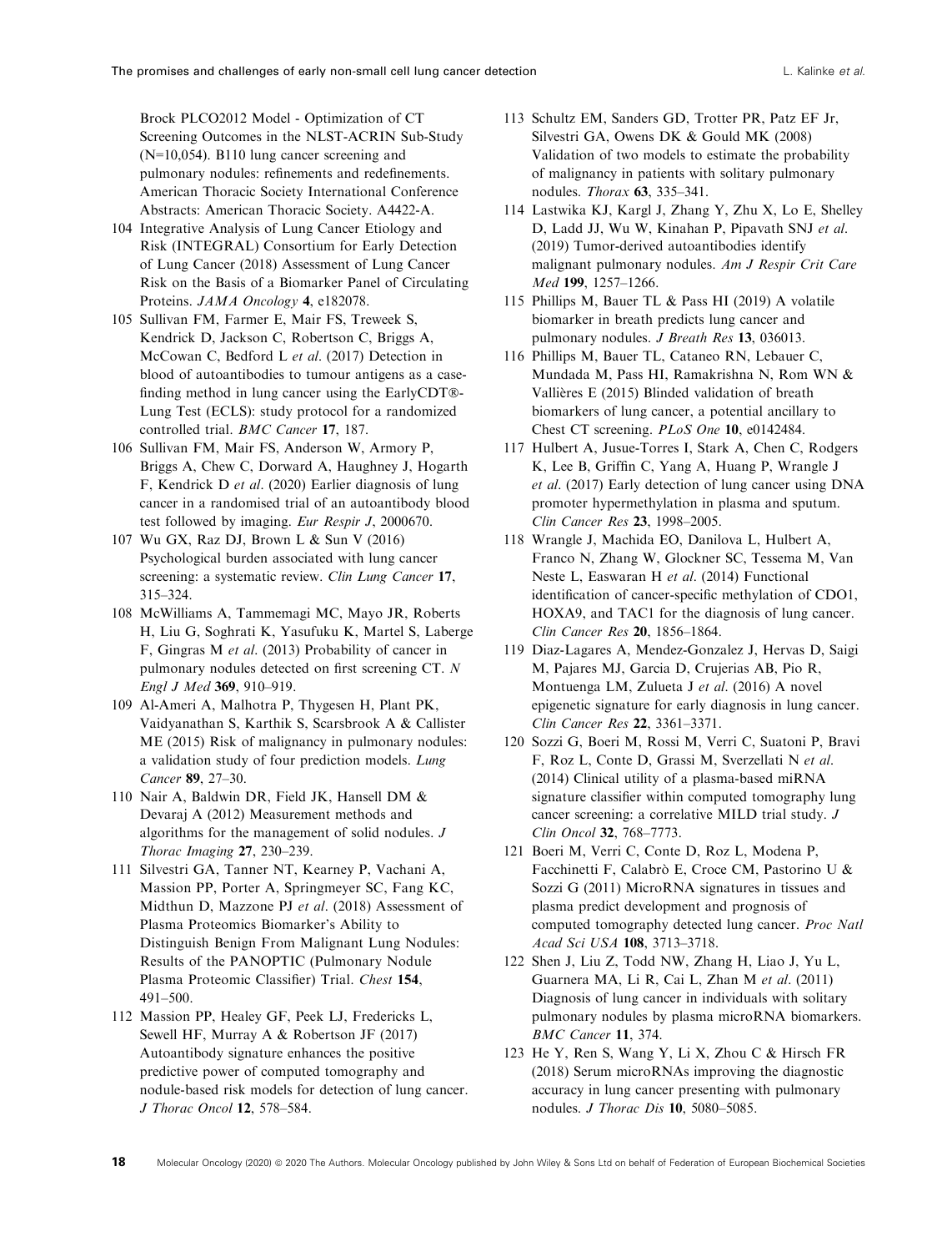Brock PLCO2012 Model - Optimization of CT Screening Outcomes in the NLST-ACRIN Sub-Study (N=10,054). B110 lung cancer screening and pulmonary nodules: refinements and redefinements. American Thoracic Society International Conference Abstracts: American Thoracic Society. A4422-A.

104 Integrative Analysis of Lung Cancer Etiology and Risk (INTEGRAL) Consortium for Early Detection of Lung Cancer (2018) Assessment of Lung Cancer Risk on the Basis of a Biomarker Panel of Circulating Proteins. *JAMA Oncology* **4**, e182078.

105 Sullivan FM, Farmer E, Mair FS, Treweek S, Kendrick D, Jackson C, Robertson C, Briggs A, McCowan C, Bedford L *et al*. (2017) Detection in blood of autoantibodies to tumour antigens as a case-finding method in lung cancer using the EarlyCDT®-Lung Test (ECLS): study protocol for a randomized controlled trial. *BMC Cancer* **17**, 187.

106 Sullivan FM, Mair FS, Anderson W, Armory P, Briggs A, Chew C, Dorward A, Haughney J, Hogarth F, Kendrick D *et al*. (2020) Earlier diagnosis of lung cancer in a randomised trial of an autoantibody blood test followed by imaging. *Eur Respir J*, 2000670.

107 Wu GX, Raz DJ, Brown L & Sun V (2016) Psychological burden associated with lung cancer screening: a systematic review. *Clin Lung Cancer* **17**, 315–324.

108 McWilliams A, Tammemagi MC, Mayo JR, Roberts H, Liu G, Soghrati K, Yasufuku K, Martel S, Laberge F, Gingras M *et al*. (2013) Probability of cancer in pulmonary nodules detected on first screening CT. *N Engl J Med* **369**, 910–919.

109 Al-Ameri A, Malhotra P, Thygesen H, Plant PK, Vaidyanathan S, Karthik S, Scarsbrook A & Callister ME (2015) Risk of malignancy in pulmonary nodules: a validation study of four prediction models. *Lung Cancer* **89**, 27–30.

110 Nair A, Baldwin DR, Field JK, Hansell DM & Devaraj A (2012) Measurement methods and algorithms for the management of solid nodules. *J Thorac Imaging* **27**, 230–239.

111 Silvestri GA, Tanner NT, Kearney P, Vachani A, Massion PP, Porter A, Springmeyer SC, Fang KC, Midthun D, Mazzone PJ *et al*. (2018) Assessment of Plasma Proteomics Biomarker's Ability to Distinguish Benign From Malignant Lung Nodules: Results of the PANOPTIC (Pulmonary Nodule Plasma Proteomic Classifier) Trial. *Chest* **154**, 491–500.

112 Massion PP, Healey GF, Peek LJ, Fredericks L, Sewell HF, Murray A & Robertson JF (2017) Autoantibody signature enhances the positive predictive power of computed tomography and nodule-based risk models for detection of lung cancer. *J Thorac Oncol* **12**, 578–584.

113 Schultz EM, Sanders GD, Trotter PR, Patz EF Jr, Silvestri GA, Owens DK & Gould MK (2008) Validation of two models to estimate the probability of malignancy in patients with solitary pulmonary nodules. *Thorax* **63**, 335–341.

114 Lastwika KJ, Kargl J, Zhang Y, Zhu X, Lo E, Shelley D, Ladd JJ, Wu W, Kinahan P, Pipavath SNJ *et al*. (2019) Tumor-derived autoantibodies identify malignant pulmonary nodules. *Am J Respir Crit Care Med* **199**, 1257–1266.

115 Phillips M, Bauer TL & Pass HI (2019) A volatile biomarker in breath predicts lung cancer and pulmonary nodules. *J Breath Res* **13**, 036013.

116 Phillips M, Bauer TL, Cataneo RN, Lebauer C, Mundada M, Pass HI, Ramakrishna N, Rom WN & Vallières E (2015) Blinded validation of breath biomarkers of lung cancer, a potential ancillary to Chest CT screening. *PLoS One* **10**, e0142484.

117 Hulbert A, Jusue-Torres I, Stark A, Chen C, Rodgers K, Lee B, Griffin C, Yang A, Huang P, Wrangle J *et al*. (2017) Early detection of lung cancer using DNA promoter hypermethylation in plasma and sputum. *Clin Cancer Res* **23**, 1998–2005.

118 Wrangle J, Machida EO, Danilova L, Hulbert A, Franco N, Zhang W, Glockner SC, Tessema M, Van Neste L, Easwaran H *et al*. (2014) Functional identification of cancer-specific methylation of CDO1, HOXA9, and TAC1 for the diagnosis of lung cancer. *Clin Cancer Res* **20**, 1856–1864.

119 Diaz-Lagares A, Mendez-Gonzalez J, Hervas D, Saigi M, Pajares MJ, Garcia D, Crujerias AB, Pio R, Montuenga LM, Zulueta J *et al*. (2016) A novel epigenetic signature for early diagnosis in lung cancer. *Clin Cancer Res* **22**, 3361–3371.

120 Sozzi G, Boeri M, Rossi M, Verri C, Suatoni P, Bravi F, Roz L, Conte D, Grassi M, Sverzellati N *et al*. (2014) Clinical utility of a plasma-based miRNA signature classifier within computed tomography lung cancer screening: a correlative MILD trial study. *J Clin Oncol* **32**, 768–7773.

121 Boeri M, Verri C, Conte D, Roz L, Modena P, Facchinetti F, Calabrò E, Croce CM, Pastorino U & Sozzi G (2011) MicroRNA signatures in tissues and plasma predict development and prognosis of computed tomography detected lung cancer. *Proc Natl Acad Sci USA* **108**, 3713–3718.

122 Shen J, Liu Z, Todd NW, Zhang H, Liao J, Yu L, Guarnera MA, Li R, Cai L, Zhan M *et al*. (2011) Diagnosis of lung cancer in individuals with solitary pulmonary nodules by plasma microRNA biomarkers. *BMC Cancer* **11**, 374.

123 He Y, Ren S, Wang Y, Li X, Zhou C & Hirsch FR (2018) Serum microRNAs improving the diagnostic accuracy in lung cancer presenting with pulmonary nodules. *J Thorac Dis* **10**, 5080–5085.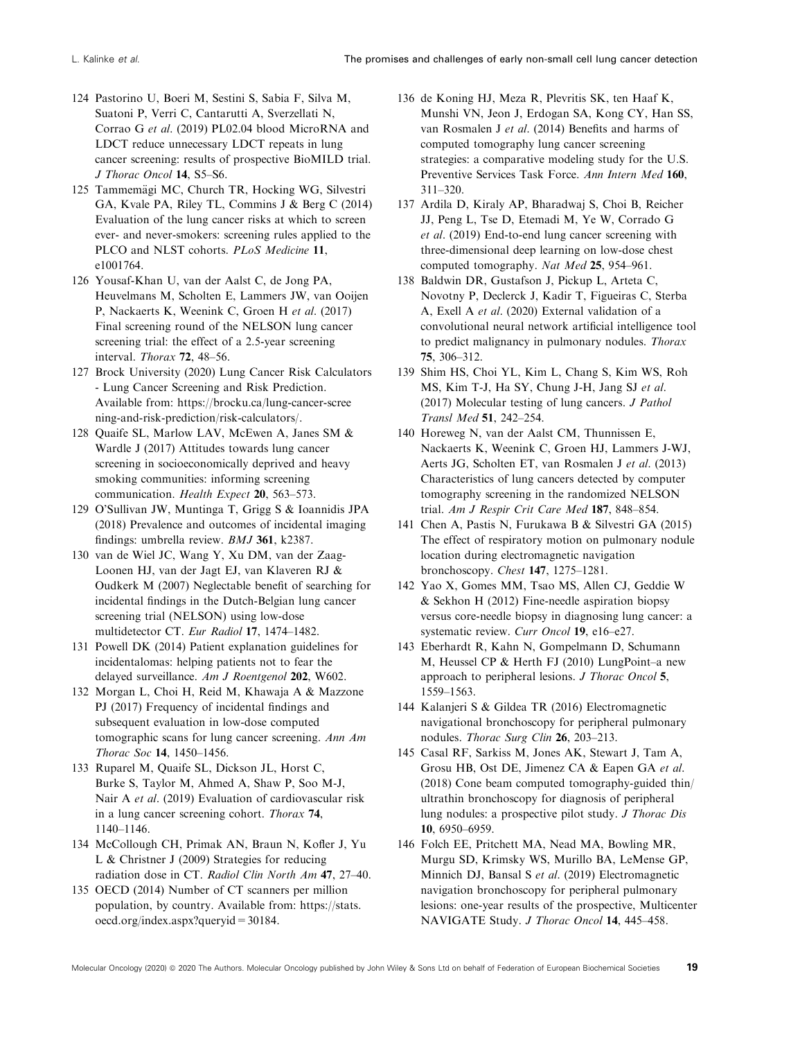124 Pastorino U, Boeri M, Sestini S, Sabia F, Silva M, Suatoni P, Verri C, Cantarutti A, Sverzellati N, Corrao G *et al*. (2019) PL02.04 blood MicroRNA and LDCT reduce unnecessary LDCT repeats in lung cancer screening: results of prospective BioMILD trial. *J Thorac Oncol* **14**, S5–S6.

125 Tammemägi MC, Church TR, Hocking WG, Silvestri GA, Kvale PA, Riley TL, Commins J & Berg C (2014) Evaluation of the lung cancer risks at which to screen ever- and never-smokers: screening rules applied to the PLCO and NLST cohorts. *PLoS Medicine* **11**, e1001764.

126 Yousaf-Khan U, van der Aalst C, de Jong PA, Heuvelmans M, Scholten E, Lammers JW, van Ooijen P, Nackaerts K, Weenink C, Groen H *et al*. (2017) Final screening round of the NELSON lung cancer screening trial: the effect of a 2.5-year screening interval. *Thorax* **72**, 48–56.

127 Brock University (2020) Lung Cancer Risk Calculators - Lung Cancer Screening and Risk Prediction. Available from: https://brocku.ca/lung-cancer-screening-and-risk-prediction/risk-calculators/.

128 Quaife SL, Marlow LAV, McEwen A, Janes SM & Wardle J (2017) Attitudes towards lung cancer screening in socioeconomically deprived and heavy smoking communities: informing screening communication. *Health Expect* **20**, 563–573.

129 O'Sullivan JW, Muntinga T, Grigg S & Ioannidis JPA (2018) Prevalence and outcomes of incidental imaging findings: umbrella review. *BMJ* **361**, k2387.

130 van de Wiel JC, Wang Y, Xu DM, van der Zaag-Loonen HJ, van der Jagt EJ, van Klaveren RJ & Oudkerk M (2007) Neglectable benefit of searching for incidental findings in the Dutch-Belgian lung cancer screening trial (NELSON) using low-dose multidetector CT. *Eur Radiol* **17**, 1474–1482.

131 Powell DK (2014) Patient explanation guidelines for incidentalomas: helping patients not to fear the delayed surveillance. *Am J Roentgenol* **202**, W602.

132 Morgan L, Choi H, Reid M, Khawaja A & Mazzone PJ (2017) Frequency of incidental findings and subsequent evaluation in low-dose computed tomographic scans for lung cancer screening. *Ann Am Thorac Soc* **14**, 1450–1456.

133 Ruparel M, Quaife SL, Dickson JL, Horst C, Burke S, Taylor M, Ahmed A, Shaw P, Soo M-J, Nair A *et al*. (2019) Evaluation of cardiovascular risk in a lung cancer screening cohort. *Thorax* **74**, 1140–1146.

134 McCollough CH, Primak AN, Braun N, Kofler J, Yu L & Christner J (2009) Strategies for reducing radiation dose in CT. *Radiol Clin North Am* **47**, 27–40.

135 OECD (2014) Number of CT scanners per million population, by country. Available from: https://stats.oecd.org/index.aspx?queryid=30184.

136 de Koning HJ, Meza R, Plevritis SK, ten Haaf K, Munshi VN, Jeon J, Erdogan SA, Kong CY, Han SS, van Rosmalen J *et al*. (2014) Benefits and harms of computed tomography lung cancer screening strategies: a comparative modeling study for the U.S. Preventive Services Task Force. *Ann Intern Med* **160**, 311–320.

137 Ardila D, Kiraly AP, Bharadwaj S, Choi B, Reicher JJ, Peng L, Tse D, Etemadi M, Ye W, Corrado G *et al*. (2019) End-to-end lung cancer screening with three-dimensional deep learning on low-dose chest computed tomography. *Nat Med* **25**, 954–961.

138 Baldwin DR, Gustafson J, Pickup L, Arteta C, Novotny P, Declerck J, Kadir T, Figueiras C, Sterba A, Exell A *et al*. (2020) External validation of a convolutional neural network artificial intelligence tool to predict malignancy in pulmonary nodules. *Thorax* **75**, 306–312.

139 Shim HS, Choi YL, Kim L, Chang S, Kim WS, Roh MS, Kim T-J, Ha SY, Chung J-H, Jang SJ *et al*. (2017) Molecular testing of lung cancers. *J Pathol Transl Med* **51**, 242–254.

140 Horeweg N, van der Aalst CM, Thunnissen E, Nackaerts K, Weenink C, Groen HJ, Lammers J-WJ, Aerts JG, Scholten ET, van Rosmalen J *et al*. (2013) Characteristics of lung cancers detected by computer tomography screening in the randomized NELSON trial. *Am J Respir Crit Care Med* **187**, 848–854.

141 Chen A, Pastis N, Furukawa B & Silvestri GA (2015) The effect of respiratory motion on pulmonary nodule location during electromagnetic navigation bronchoscopy. *Chest* **147**, 1275–1281.

142 Yao X, Gomes MM, Tsao MS, Allen CJ, Geddie W & Sekhon H (2012) Fine-needle aspiration biopsy versus core-needle biopsy in diagnosing lung cancer: a systematic review. *Curr Oncol* **19**, e16–e27.

143 Eberhardt R, Kahn N, Gompelmann D, Schumann M, Heussel CP & Herth FJ (2010) LungPoint–a new approach to peripheral lesions. *J Thorac Oncol* **5**, 1559–1563.

144 Kalanjeri S & Gildea TR (2016) Electromagnetic navigational bronchoscopy for peripheral pulmonary nodules. *Thorac Surg Clin* **26**, 203–213.

145 Casal RF, Sarkiss M, Jones AK, Stewart J, Tam A, Grosu HB, Ost DE, Jimenez CA & Eapen GA *et al*. (2018) Cone beam computed tomography-guided thin/ultrathin bronchoscopy for diagnosis of peripheral lung nodules: a prospective pilot study. *J Thorac Dis* **10**, 6950–6959.

146 Folch EE, Pritchett MA, Nead MA, Bowling MR, Murgu SD, Krimsky WS, Murillo BA, LeMense GP, Minnich DJ, Bansal S *et al*. (2019) Electromagnetic navigation bronchoscopy for peripheral pulmonary lesions: one-year results of the prospective, Multicenter NAVIGATE Study. *J Thorac Oncol* **14**, 445–458.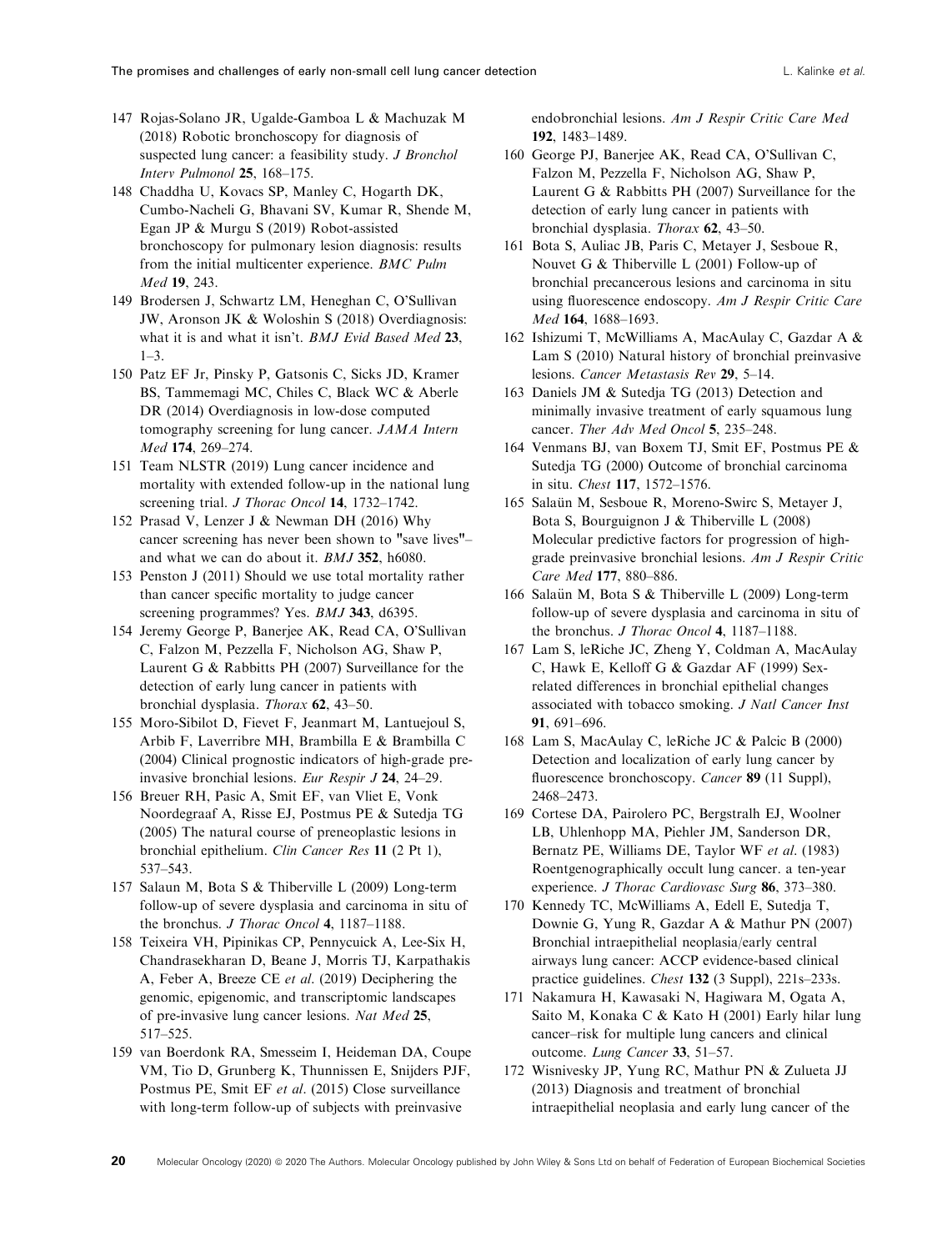147 Rojas-Solano JR, Ugalde-Gamboa L & Machuzak M (2018) Robotic bronchoscopy for diagnosis of suspected lung cancer: a feasibility study. *J Bronchol Interv Pulmonol* **25**, 168–175.

148 Chaddha U, Kovacs SP, Manley C, Hogarth DK, Cumbo-Nacheli G, Bhavani SV, Kumar R, Shende M, Egan JP & Murgu S (2019) Robot-assisted bronchoscopy for pulmonary lesion diagnosis: results from the initial multicenter experience. *BMC Pulm Med* **19**, 243.

149 Brodersen J, Schwartz LM, Heneghan C, O'Sullivan JW, Aronson JK & Woloshin S (2018) Overdiagnosis: what it is and what it isn't. *BMJ Evid Based Med* **23**, 1–3.

150 Patz EF Jr, Pinsky P, Gatsonis C, Sicks JD, Kramer BS, Tammemagi MC, Chiles C, Black WC & Aberle DR (2014) Overdiagnosis in low-dose computed tomography screening for lung cancer. *JAMA Intern Med* **174**, 269–274.

151 Team NLSTR (2019) Lung cancer incidence and mortality with extended follow-up in the national lung screening trial. *J Thorac Oncol* **14**, 1732–1742.

152 Prasad V, Lenzer J & Newman DH (2016) Why cancer screening has never been shown to "save lives"– and what we can do about it. *BMJ* **352**, h6080.

153 Penston J (2011) Should we use total mortality rather than cancer specific mortality to judge cancer screening programmes? Yes. *BMJ* **343**, d6395.

154 Jeremy George P, Banerjee AK, Read CA, O'Sullivan C, Falzon M, Pezzella F, Nicholson AG, Shaw P, Laurent G & Rabbitts PH (2007) Surveillance for the detection of early lung cancer in patients with bronchial dysplasia. *Thorax* **62**, 43–50.

155 Moro-Sibilot D, Fievet F, Jeanmart M, Lantuejoul S, Arbib F, Laverribre MH, Brambilla E & Brambilla C (2004) Clinical prognostic indicators of high-grade pre-invasive bronchial lesions. *Eur Respir J* **24**, 24–29.

156 Breuer RH, Pasic A, Smit EF, van Vliet E, Vonk Noordegraaf A, Risse EJ, Postmus PE & Sutedja TG (2005) The natural course of preneoplastic lesions in bronchial epithelium. *Clin Cancer Res* **11** (2 Pt 1), 537–543.

157 Salaun M, Bota S & Thiberville L (2009) Long-term follow-up of severe dysplasia and carcinoma in situ of the bronchus. *J Thorac Oncol* **4**, 1187–1188.

158 Teixeira VH, Pipinikas CP, Pennycuick A, Lee-Six H, Chandrasekharan D, Beane J, Morris TJ, Karpathakis A, Feber A, Breeze CE *et al.* (2019) Deciphering the genomic, epigenomic, and transcriptomic landscapes of pre-invasive lung cancer lesions. *Nat Med* **25**, 517–525.

159 van Boerdonk RA, Smesseim I, Heideman DA, Coupe VM, Tio D, Grunberg K, Thunnissen E, Snijders PJF, Postmus PE, Smit EF *et al.* (2015) Close surveillance with long-term follow-up of subjects with preinvasive endobronchial lesions. *Am J Respir Critic Care Med* **192**, 1483–1489.

160 George PJ, Banerjee AK, Read CA, O'Sullivan C, Falzon M, Pezzella F, Nicholson AG, Shaw P, Laurent G & Rabbitts PH (2007) Surveillance for the detection of early lung cancer in patients with bronchial dysplasia. *Thorax* **62**, 43–50.

161 Bota S, Auliac JB, Paris C, Metayer J, Sesboue R, Nouvet G & Thiberville L (2001) Follow-up of bronchial precancerous lesions and carcinoma in situ using fluorescence endoscopy. *Am J Respir Critic Care Med* **164**, 1688–1693.

162 Ishizumi T, McWilliams A, MacAulay C, Gazdar A & Lam S (2010) Natural history of bronchial preinvasive lesions. *Cancer Metastasis Rev* **29**, 5–14.

163 Daniels JM & Sutedja TG (2013) Detection and minimally invasive treatment of early squamous lung cancer. *Ther Adv Med Oncol* **5**, 235–248.

164 Venmans BJ, van Boxem TJ, Smit EF, Postmus PE & Sutedja TG (2000) Outcome of bronchial carcinoma in situ. *Chest* **117**, 1572–1576.

165 Salaün M, Sesboue R, Moreno-Swirc S, Metayer J, Bota S, Bourguignon J & Thiberville L (2008) Molecular predictive factors for progression of high-grade preinvasive bronchial lesions. *Am J Respir Critic Care Med* **177**, 880–886.

166 Salaün M, Bota S & Thiberville L (2009) Long-term follow-up of severe dysplasia and carcinoma in situ of the bronchus. *J Thorac Oncol* **4**, 1187–1188.

167 Lam S, leRiche JC, Zheng Y, Coldman A, MacAulay C, Hawk E, Kelloff G & Gazdar AF (1999) Sex-related differences in bronchial epithelial changes associated with tobacco smoking. *J Natl Cancer Inst* **91**, 691–696.

168 Lam S, MacAulay C, leRiche JC & Palcic B (2000) Detection and localization of early lung cancer by fluorescence bronchoscopy. *Cancer* **89** (11 Suppl), 2468–2473.

169 Cortese DA, Pairolero PC, Bergstralh EJ, Woolner LB, Uhlenhopp MA, Piehler JM, Sanderson DR, Bernatz PE, Williams DE, Taylor WF *et al.* (1983) Roentgenographically occult lung cancer. a ten-year experience. *J Thorac Cardiovasc Surg* **86**, 373–380.

170 Kennedy TC, McWilliams A, Edell E, Sutedja T, Downie G, Yung R, Gazdar A & Mathur PN (2007) Bronchial intraepithelial neoplasia/early central airways lung cancer: ACCP evidence-based clinical practice guidelines. *Chest* **132** (3 Suppl), 221s–233s.

171 Nakamura H, Kawasaki N, Hagiwara M, Ogata A, Saito M, Konaka C & Kato H (2001) Early hilar lung cancer–risk for multiple lung cancers and clinical outcome. *Lung Cancer* **33**, 51–57.

172 Wisnivesky JP, Yung RC, Mathur PN & Zulueta JJ (2013) Diagnosis and treatment of bronchial intraepithelial neoplasia and early lung cancer of the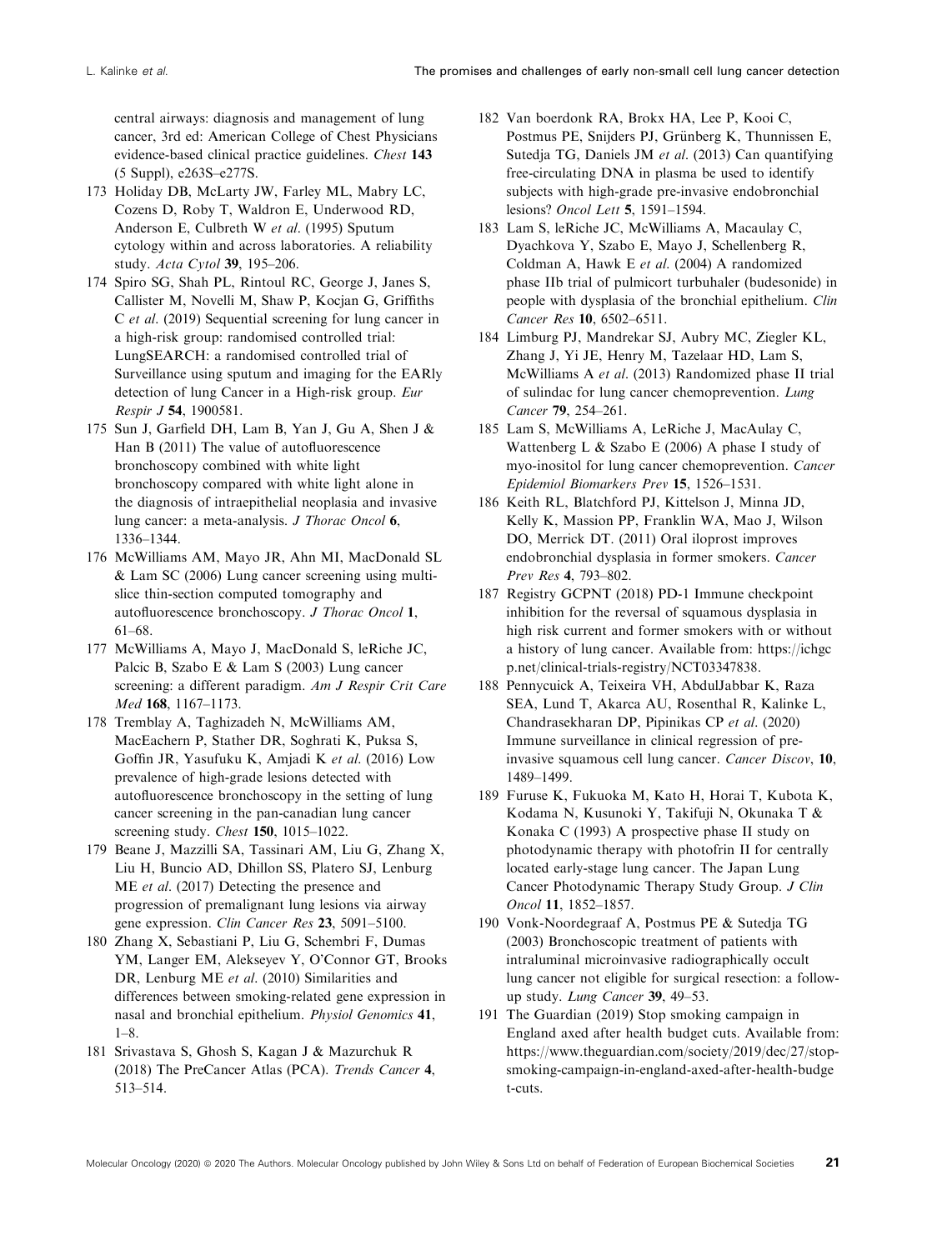central airways: diagnosis and management of lung cancer, 3rd ed: American College of Chest Physicians evidence-based clinical practice guidelines. *Chest* **143** (5 Suppl), e263S–e277S.

173 Holiday DB, McLarty JW, Farley ML, Mabry LC, Cozens D, Roby T, Waldron E, Underwood RD, Anderson E, Culbreth W *et al*. (1995) Sputum cytology within and across laboratories. A reliability study. *Acta Cytol* **39**, 195–206.

174 Spiro SG, Shah PL, Rintoul RC, George J, Janes S, Callister M, Novelli M, Shaw P, Kocjan G, Griffiths C *et al*. (2019) Sequential screening for lung cancer in a high-risk group: randomised controlled trial: LungSEARCH: a randomised controlled trial of Surveillance using sputum and imaging for the EARly detection of lung Cancer in a High-risk group. *Eur Respir J* **54**, 1900581.

175 Sun J, Garfield DH, Lam B, Yan J, Gu A, Shen J & Han B (2011) The value of autofluorescence bronchoscopy combined with white light bronchoscopy compared with white light alone in the diagnosis of intraepithelial neoplasia and invasive lung cancer: a meta-analysis. *J Thorac Oncol* **6**, 1336–1344.

176 McWilliams AM, Mayo JR, Ahn MI, MacDonald SL & Lam SC (2006) Lung cancer screening using multi-slice thin-section computed tomography and autofluorescence bronchoscopy. *J Thorac Oncol* **1**, 61–68.

177 McWilliams A, Mayo J, MacDonald S, leRiche JC, Palcic B, Szabo E & Lam S (2003) Lung cancer screening: a different paradigm. *Am J Respir Crit Care Med* **168**, 1167–1173.

178 Tremblay A, Taghizadeh N, McWilliams AM, MacEachern P, Stather DR, Soghrati K, Puksa S, Goffin JR, Yasufuku K, Amjadi K *et al*. (2016) Low prevalence of high-grade lesions detected with autofluorescence bronchoscopy in the setting of lung cancer screening in the pan-canadian lung cancer screening study. *Chest* **150**, 1015–1022.

179 Beane J, Mazzilli SA, Tassinari AM, Liu G, Zhang X, Liu H, Buncio AD, Dhillon SS, Platero SJ, Lenburg ME *et al*. (2017) Detecting the presence and progression of premalignant lung lesions via airway gene expression. *Clin Cancer Res* **23**, 5091–5100.

180 Zhang X, Sebastiani P, Liu G, Schembri F, Dumas YM, Langer EM, Alekseyev Y, O'Connor GT, Brooks DR, Lenburg ME *et al*. (2010) Similarities and differences between smoking-related gene expression in nasal and bronchial epithelium. *Physiol Genomics* **41**, 1–8.

181 Srivastava S, Ghosh S, Kagan J & Mazurchuk R (2018) The PreCancer Atlas (PCA). *Trends Cancer* **4**, 513–514.

182 Van boerdonk RA, Brokx HA, Lee P, Kooi C, Postmus PE, Snijders PJ, Grünberg K, Thunnissen E, Sutedja TG, Daniels JM *et al*. (2013) Can quantifying free-circulating DNA in plasma be used to identify subjects with high-grade pre-invasive endobronchial lesions? *Oncol Lett* **5**, 1591–1594.

183 Lam S, leRiche JC, McWilliams A, Macaulay C, Dyachkova Y, Szabo E, Mayo J, Schellenberg R, Coldman A, Hawk E *et al*. (2004) A randomized phase IIb trial of pulmicort turbuhaler (budesonide) in people with dysplasia of the bronchial epithelium. *Clin Cancer Res* **10**, 6502–6511.

184 Limburg PJ, Mandrekar SJ, Aubry MC, Ziegler KL, Zhang J, Yi JE, Henry M, Tazelaar HD, Lam S, McWilliams A *et al*. (2013) Randomized phase II trial of sulindac for lung cancer chemoprevention. *Lung Cancer* **79**, 254–261.

185 Lam S, McWilliams A, LeRiche J, MacAulay C, Wattenberg L & Szabo E (2006) A phase I study of myo-inositol for lung cancer chemoprevention. *Cancer Epidemiol Biomarkers Prev* **15**, 1526–1531.

186 Keith RL, Blatchford PJ, Kittelson J, Minna JD, Kelly K, Massion PP, Franklin WA, Mao J, Wilson DO, Merrick DT. (2011) Oral iloprost improves endobronchial dysplasia in former smokers. *Cancer Prev Res* **4**, 793–802.

187 Registry GCPNT (2018) PD-1 Immune checkpoint inhibition for the reversal of squamous dysplasia in high risk current and former smokers with or without a history of lung cancer. Available from: https://ichgcp.net/clinical-trials-registry/NCT03347838.

188 Pennycuick A, Teixeira VH, AbdulJabbar K, Raza SEA, Lund T, Akarca AU, Rosenthal R, Kalinke L, Chandrasekharan DP, Pipinikas CP *et al*. (2020) Immune surveillance in clinical regression of pre-invasive squamous cell lung cancer. *Cancer Discov*, **10**, 1489–1499.

189 Furuse K, Fukuoka M, Kato H, Horai T, Kubota K, Kodama N, Kusunoki Y, Takifuji N, Okunaka T & Konaka C (1993) A prospective phase II study on photodynamic therapy with photofrin II for centrally located early-stage lung cancer. The Japan Lung Cancer Photodynamic Therapy Study Group. *J Clin Oncol* **11**, 1852–1857.

190 Vonk-Noordegraaf A, Postmus PE & Sutedja TG (2003) Bronchoscopic treatment of patients with intraluminal microinvasive radiographically occult lung cancer not eligible for surgical resection: a follow-up study. *Lung Cancer* **39**, 49–53.

191 The Guardian (2019) Stop smoking campaign in England axed after health budget cuts. Available from: https://www.theguardian.com/society/2019/dec/27/stop-smoking-campaign-in-england-axed-after-health-budget-cuts.